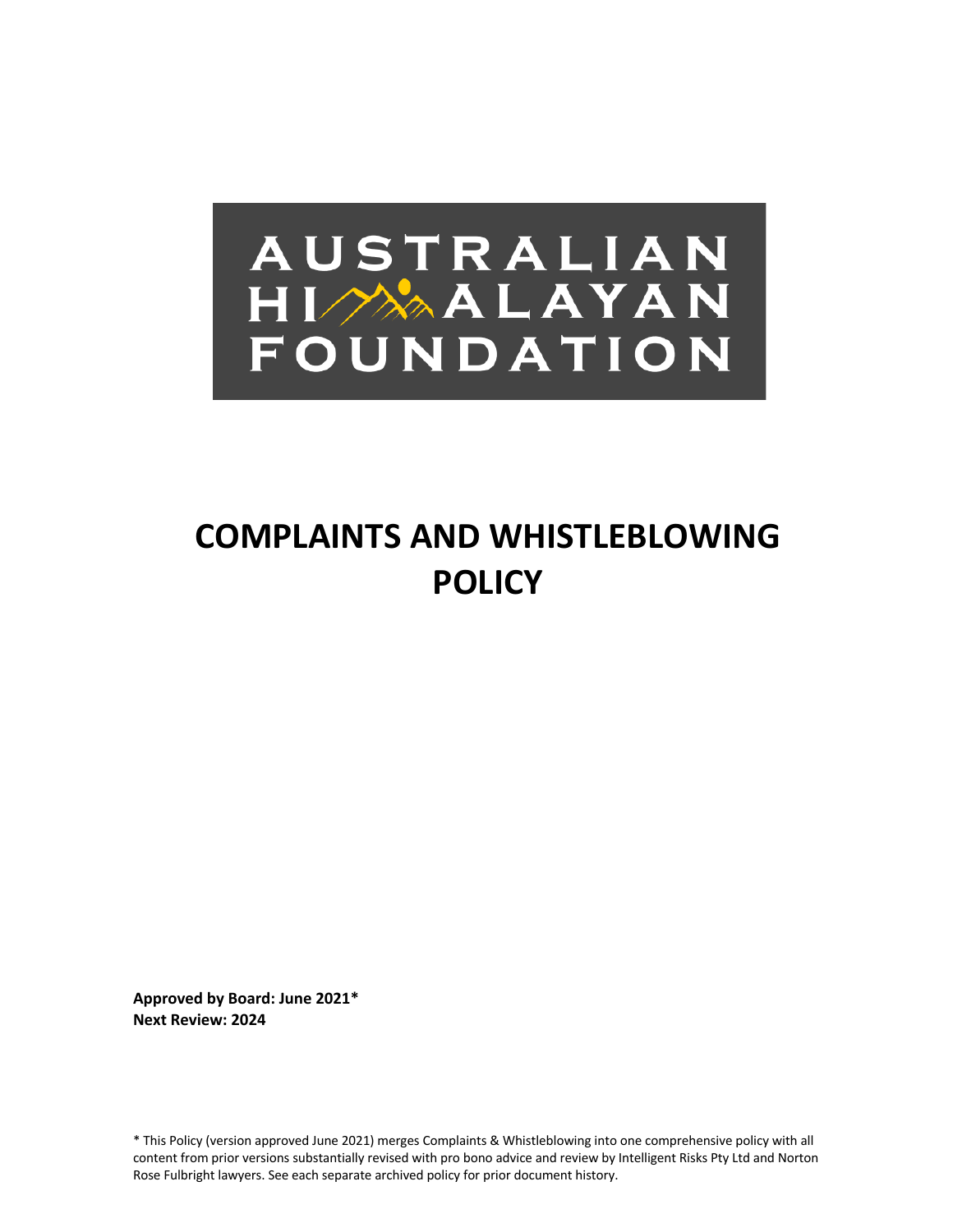AUSTRALIAN HIMALAYAN FOUNDATION

# COMPLAINTS AND WHISTLEBLOWING POLICY

**Approved by Board: June 2021***
**Next Review: 2024**

* This Policy (version approved June 2021) merges Complaints & Whistleblowing into one comprehensive policy with all content from prior versions substantially revised with pro bono advice and review by Intelligent Risks Pty Ltd and Norton Rose Fulbright lawyers. See each separate archived policy for prior document history.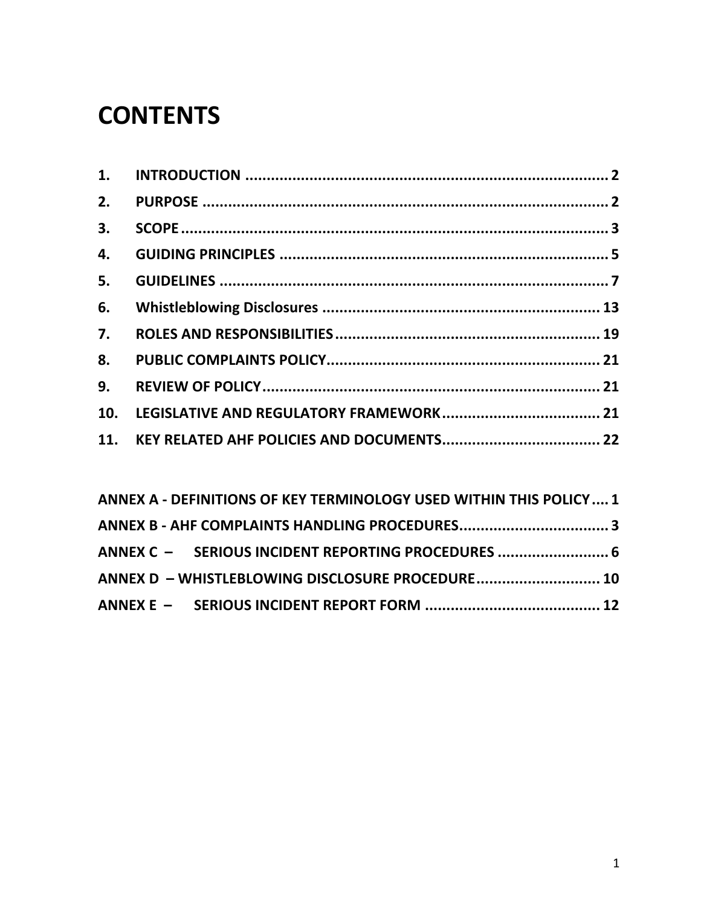# CONTENTS

| | | |
|---|---|---|
| 1. | INTRODUCTION | 2 |
| 2. | PURPOSE | 2 |
| 3. | SCOPE | 3 |
| 4. | GUIDING PRINCIPLES | 5 |
| 5. | GUIDELINES | 7 |
| 6. | Whistleblowing Disclosures | 13 |
| 7. | ROLES AND RESPONSIBILITIES | 19 |
| 8. | PUBLIC COMPLAINTS POLICY | 21 |
| 9. | REVIEW OF POLICY | 21 |
| 10. | LEGISLATIVE AND REGULATORY FRAMEWORK | 21 |
| 11. | KEY RELATED AHF POLICIES AND DOCUMENTS | 22 |

| | |
|---|---|
| ANNEX A - DEFINITIONS OF KEY TERMINOLOGY USED WITHIN THIS POLICY | 1 |
| ANNEX B - AHF COMPLAINTS HANDLING PROCEDURES | 3 |
| ANNEX C – SERIOUS INCIDENT REPORTING PROCEDURES | 6 |
| ANNEX D – WHISTLEBLOWING DISCLOSURE PROCEDURE | 10 |
| ANNEX E – SERIOUS INCIDENT REPORT FORM | 12 |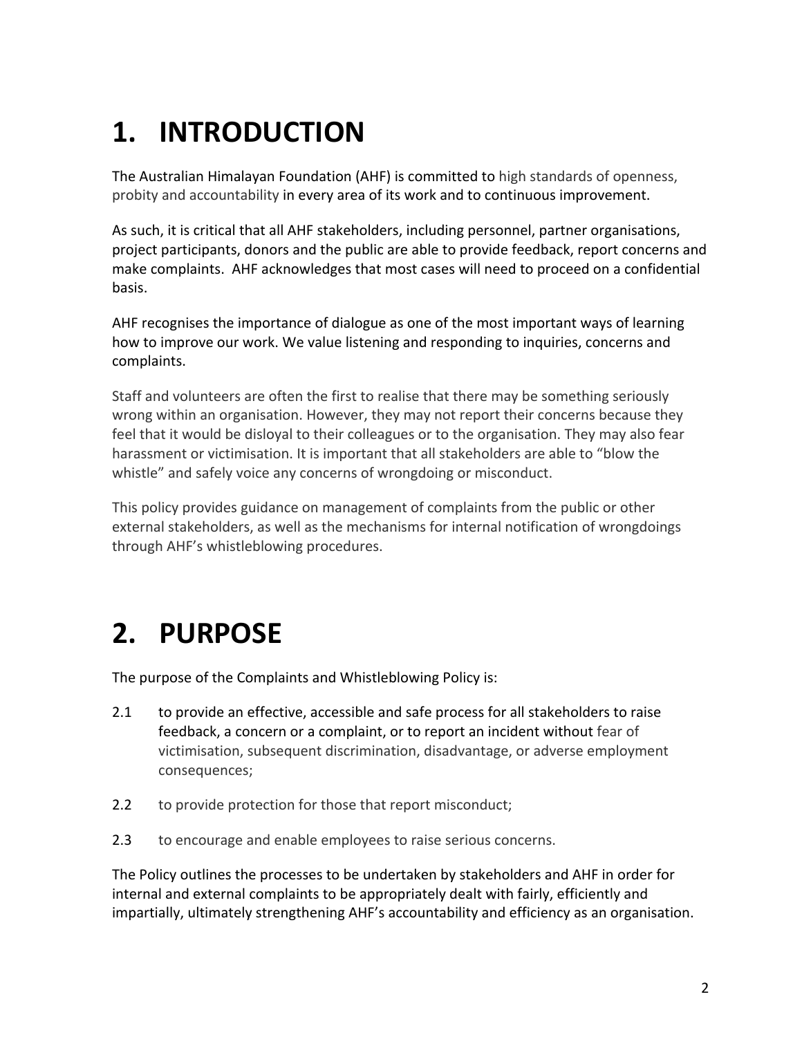# 1. INTRODUCTION

The Australian Himalayan Foundation (AHF) is committed to high standards of openness, probity and accountability in every area of its work and to continuous improvement.

As such, it is critical that all AHF stakeholders, including personnel, partner organisations, project participants, donors and the public are able to provide feedback, report concerns and make complaints. AHF acknowledges that most cases will need to proceed on a confidential basis.

AHF recognises the importance of dialogue as one of the most important ways of learning how to improve our work. We value listening and responding to inquiries, concerns and complaints.

Staff and volunteers are often the first to realise that there may be something seriously wrong within an organisation. However, they may not report their concerns because they feel that it would be disloyal to their colleagues or to the organisation. They may also fear harassment or victimisation. It is important that all stakeholders are able to "blow the whistle" and safely voice any concerns of wrongdoing or misconduct.

This policy provides guidance on management of complaints from the public or other external stakeholders, as well as the mechanisms for internal notification of wrongdoings through AHF's whistleblowing procedures.

# 2. PURPOSE

The purpose of the Complaints and Whistleblowing Policy is:

2.1 to provide an effective, accessible and safe process for all stakeholders to raise feedback, a concern or a complaint, or to report an incident without fear of victimisation, subsequent discrimination, disadvantage, or adverse employment consequences;

2.2 to provide protection for those that report misconduct;

2.3 to encourage and enable employees to raise serious concerns.

The Policy outlines the processes to be undertaken by stakeholders and AHF in order for internal and external complaints to be appropriately dealt with fairly, efficiently and impartially, ultimately strengthening AHF's accountability and efficiency as an organisation.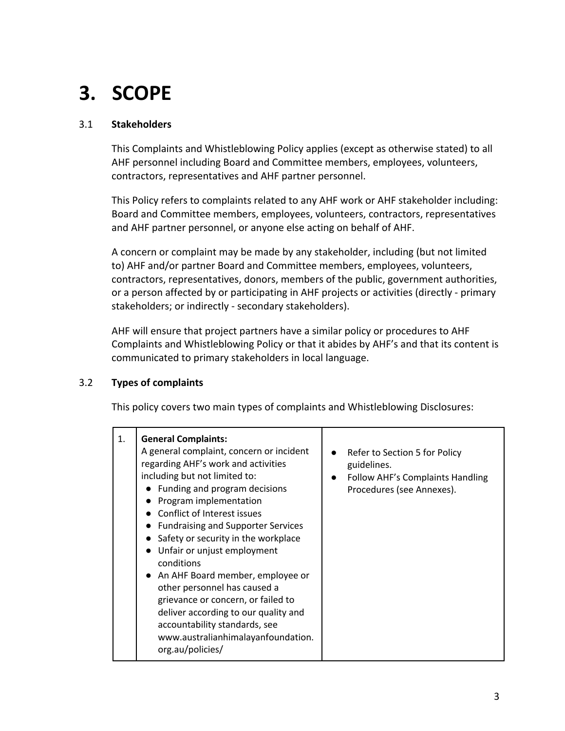# 3. SCOPE

### 3.1 Stakeholders

This Complaints and Whistleblowing Policy applies (except as otherwise stated) to all AHF personnel including Board and Committee members, employees, volunteers, contractors, representatives and AHF partner personnel.

This Policy refers to complaints related to any AHF work or AHF stakeholder including: Board and Committee members, employees, volunteers, contractors, representatives and AHF partner personnel, or anyone else acting on behalf of AHF.

A concern or complaint may be made by any stakeholder, including (but not limited to) AHF and/or partner Board and Committee members, employees, volunteers, contractors, representatives, donors, members of the public, government authorities, or a person affected by or participating in AHF projects or activities (directly - primary stakeholders; or indirectly - secondary stakeholders).

AHF will ensure that project partners have a similar policy or procedures to AHF Complaints and Whistleblowing Policy or that it abides by AHF's and that its content is communicated to primary stakeholders in local language.

### 3.2 Types of complaints

This policy covers two main types of complaints and Whistleblowing Disclosures:

| | | |
|---|---|---|
| 1. | **General Complaints:**<br>A general complaint, concern or incident regarding AHF's work and activities including but not limited to:<br>• Funding and program decisions<br>• Program implementation<br>• Conflict of Interest issues<br>• Fundraising and Supporter Services<br>• Safety or security in the workplace<br>• Unfair or unjust employment conditions<br>• An AHF Board member, employee or other personnel has caused a grievance or concern, or failed to deliver according to our quality and accountability standards, see www.australianhimalayanfoundation.org.au/policies/ | • Refer to Section 5 for Policy guidelines.<br>• Follow AHF's Complaints Handling Procedures (see Annexes). |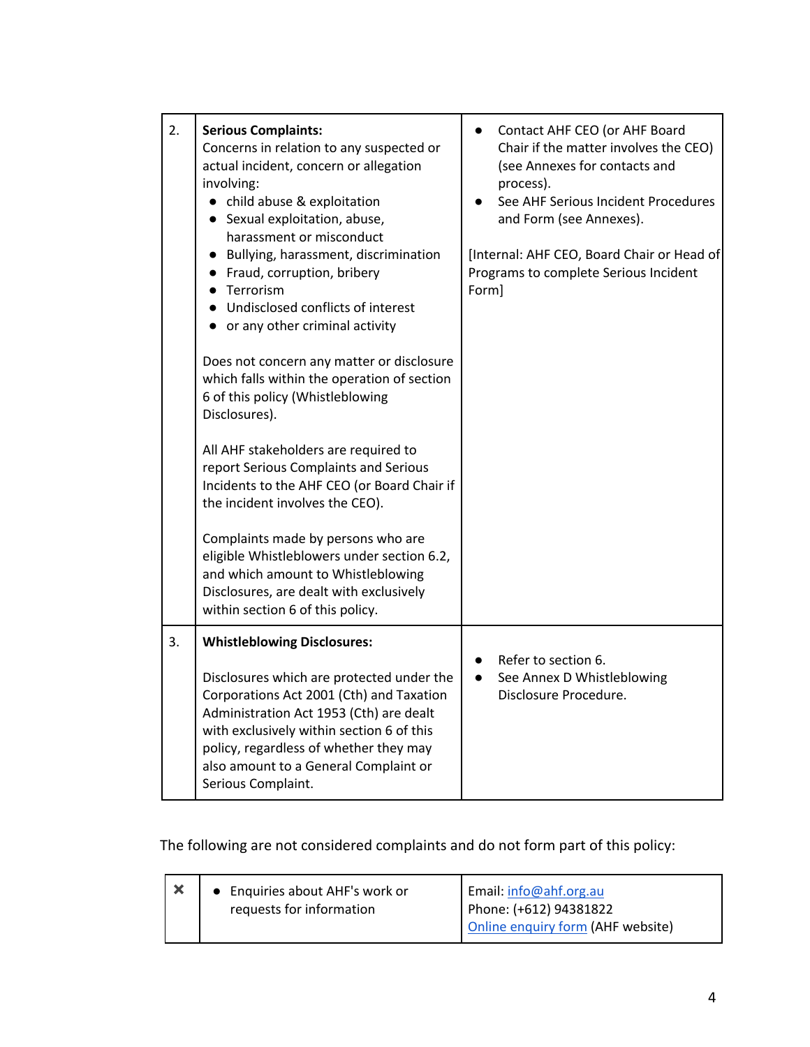| | | |
|---|---|---|
| 2. | **Serious Complaints:**<br>Concerns in relation to any suspected or actual incident, concern or allegation involving:<br>● child abuse & exploitation<br>● Sexual exploitation, abuse, harassment or misconduct<br>● Bullying, harassment, discrimination<br>● Fraud, corruption, bribery<br>● Terrorism<br>● Undisclosed conflicts of interest<br>● or any other criminal activity<br><br>Does not concern any matter or disclosure which falls within the operation of section 6 of this policy (Whistleblowing Disclosures).<br><br>All AHF stakeholders are required to report Serious Complaints and Serious Incidents to the AHF CEO (or Board Chair if the incident involves the CEO).<br><br>Complaints made by persons who are eligible Whistleblowers under section 6.2, and which amount to Whistleblowing Disclosures, are dealt with exclusively within section 6 of this policy. | ● Contact AHF CEO (or AHF Board Chair if the matter involves the CEO) (see Annexes for contacts and process).<br>● See AHF Serious Incident Procedures and Form (see Annexes).<br><br>[Internal: AHF CEO, Board Chair or Head of Programs to complete Serious Incident Form] |
| 3. | **Whistleblowing Disclosures:**<br><br>Disclosures which are protected under the Corporations Act 2001 (Cth) and Taxation Administration Act 1953 (Cth) are dealt with exclusively within section 6 of this policy, regardless of whether they may also amount to a General Complaint or Serious Complaint. | ● Refer to section 6.<br>● See Annex D Whistleblowing Disclosure Procedure. |

The following are not considered complaints and do not form part of this policy:

| | | |
|---|---|---|
| ✖ | ● Enquiries about AHF's work or requests for information | Email: info@ahf.org.au<br>Phone: (+612) 94381822<br>Online enquiry form (AHF website) |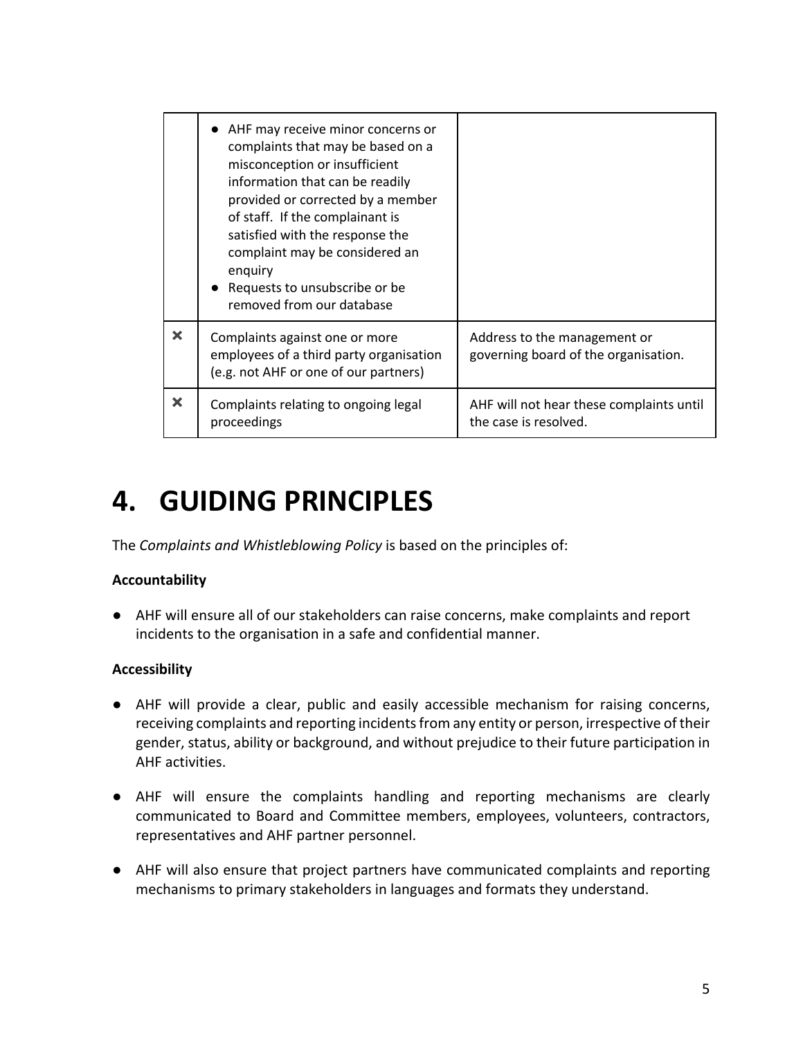| | | |
|---|---|---|
| | ● AHF may receive minor concerns or complaints that may be based on a misconception or insufficient information that can be readily provided or corrected by a member of staff. If the complainant is satisfied with the response the complaint may be considered an enquiry<br>● Requests to unsubscribe or be removed from our database | |
| ✖ | Complaints against one or more employees of a third party organisation (e.g. not AHF or one of our partners) | Address to the management or governing board of the organisation. |
| ✖ | Complaints relating to ongoing legal proceedings | AHF will not hear these complaints until the case is resolved. |

# 4. GUIDING PRINCIPLES

The *Complaints and Whistleblowing Policy* is based on the principles of:

**Accountability**

- AHF will ensure all of our stakeholders can raise concerns, make complaints and report incidents to the organisation in a safe and confidential manner.

**Accessibility**

- AHF will provide a clear, public and easily accessible mechanism for raising concerns, receiving complaints and reporting incidents from any entity or person, irrespective of their gender, status, ability or background, and without prejudice to their future participation in AHF activities.

- AHF will ensure the complaints handling and reporting mechanisms are clearly communicated to Board and Committee members, employees, volunteers, contractors, representatives and AHF partner personnel.

- AHF will also ensure that project partners have communicated complaints and reporting mechanisms to primary stakeholders in languages and formats they understand.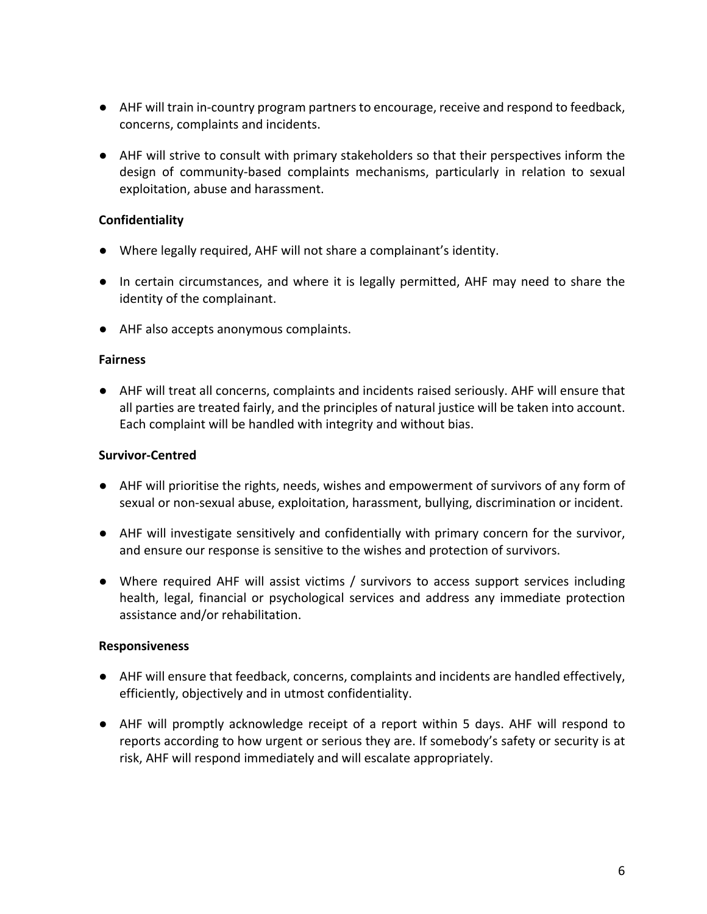- AHF will train in-country program partners to encourage, receive and respond to feedback, concerns, complaints and incidents.
- AHF will strive to consult with primary stakeholders so that their perspectives inform the design of community-based complaints mechanisms, particularly in relation to sexual exploitation, abuse and harassment.

**Confidentiality**

- Where legally required, AHF will not share a complainant's identity.
- In certain circumstances, and where it is legally permitted, AHF may need to share the identity of the complainant.
- AHF also accepts anonymous complaints.

**Fairness**

- AHF will treat all concerns, complaints and incidents raised seriously. AHF will ensure that all parties are treated fairly, and the principles of natural justice will be taken into account. Each complaint will be handled with integrity and without bias.

**Survivor-Centred**

- AHF will prioritise the rights, needs, wishes and empowerment of survivors of any form of sexual or non-sexual abuse, exploitation, harassment, bullying, discrimination or incident.
- AHF will investigate sensitively and confidentially with primary concern for the survivor, and ensure our response is sensitive to the wishes and protection of survivors.
- Where required AHF will assist victims / survivors to access support services including health, legal, financial or psychological services and address any immediate protection assistance and/or rehabilitation.

**Responsiveness**

- AHF will ensure that feedback, concerns, complaints and incidents are handled effectively, efficiently, objectively and in utmost confidentiality.
- AHF will promptly acknowledge receipt of a report within 5 days. AHF will respond to reports according to how urgent or serious they are. If somebody's safety or security is at risk, AHF will respond immediately and will escalate appropriately.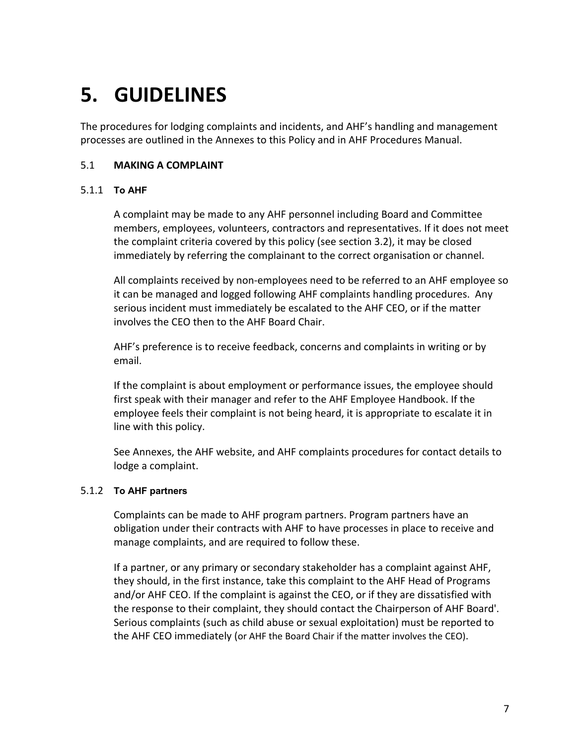# 5. GUIDELINES

The procedures for lodging complaints and incidents, and AHF's handling and management processes are outlined in the Annexes to this Policy and in AHF Procedures Manual.

## 5.1 MAKING A COMPLAINT

### 5.1.1 To AHF

A complaint may be made to any AHF personnel including Board and Committee members, employees, volunteers, contractors and representatives. If it does not meet the complaint criteria covered by this policy (see section 3.2), it may be closed immediately by referring the complainant to the correct organisation or channel.

All complaints received by non-employees need to be referred to an AHF employee so it can be managed and logged following AHF complaints handling procedures. Any serious incident must immediately be escalated to the AHF CEO, or if the matter involves the CEO then to the AHF Board Chair.

AHF's preference is to receive feedback, concerns and complaints in writing or by email.

If the complaint is about employment or performance issues, the employee should first speak with their manager and refer to the AHF Employee Handbook. If the employee feels their complaint is not being heard, it is appropriate to escalate it in line with this policy.

See Annexes, the AHF website, and AHF complaints procedures for contact details to lodge a complaint.

### 5.1.2 To AHF partners

Complaints can be made to AHF program partners. Program partners have an obligation under their contracts with AHF to have processes in place to receive and manage complaints, and are required to follow these.

If a partner, or any primary or secondary stakeholder has a complaint against AHF, they should, in the first instance, take this complaint to the AHF Head of Programs and/or AHF CEO. If the complaint is against the CEO, or if they are dissatisfied with the response to their complaint, they should contact the Chairperson of AHF Board'. Serious complaints (such as child abuse or sexual exploitation) must be reported to the AHF CEO immediately (or AHF the Board Chair if the matter involves the CEO).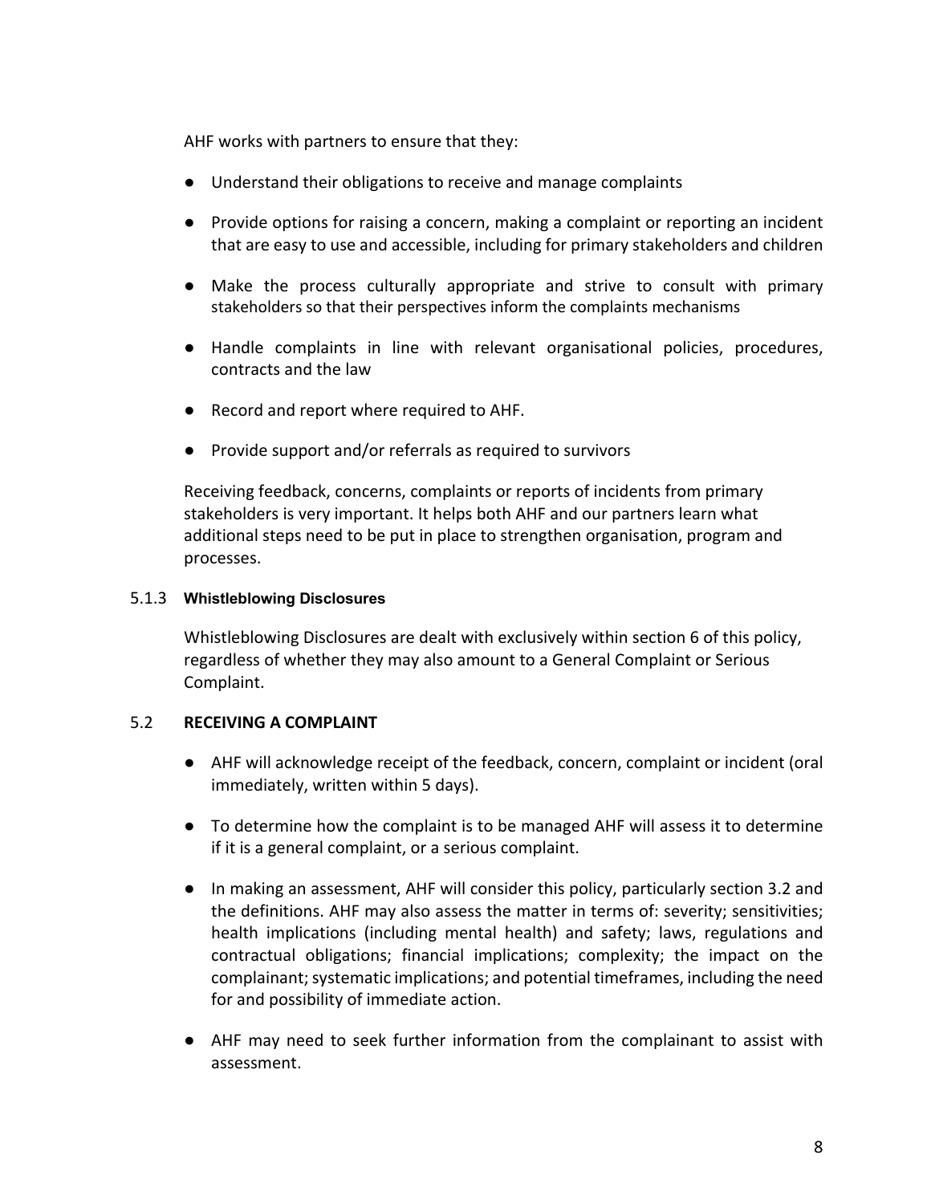AHF works with partners to ensure that they:

- Understand their obligations to receive and manage complaints
- Provide options for raising a concern, making a complaint or reporting an incident that are easy to use and accessible, including for primary stakeholders and children
- Make the process culturally appropriate and strive to consult with primary stakeholders so that their perspectives inform the complaints mechanisms
- Handle complaints in line with relevant organisational policies, procedures, contracts and the law
- Record and report where required to AHF.
- Provide support and/or referrals as required to survivors

Receiving feedback, concerns, complaints or reports of incidents from primary stakeholders is very important. It helps both AHF and our partners learn what additional steps need to be put in place to strengthen organisation, program and processes.

#### 5.1.3 Whistleblowing Disclosures

Whistleblowing Disclosures are dealt with exclusively within section 6 of this policy, regardless of whether they may also amount to a General Complaint or Serious Complaint.

### 5.2 RECEIVING A COMPLAINT

- AHF will acknowledge receipt of the feedback, concern, complaint or incident (oral immediately, written within 5 days).
- To determine how the complaint is to be managed AHF will assess it to determine if it is a general complaint, or a serious complaint.
- In making an assessment, AHF will consider this policy, particularly section 3.2 and the definitions. AHF may also assess the matter in terms of: severity; sensitivities; health implications (including mental health) and safety; laws, regulations and contractual obligations; financial implications; complexity; the impact on the complainant; systematic implications; and potential timeframes, including the need for and possibility of immediate action.
- AHF may need to seek further information from the complainant to assist with assessment.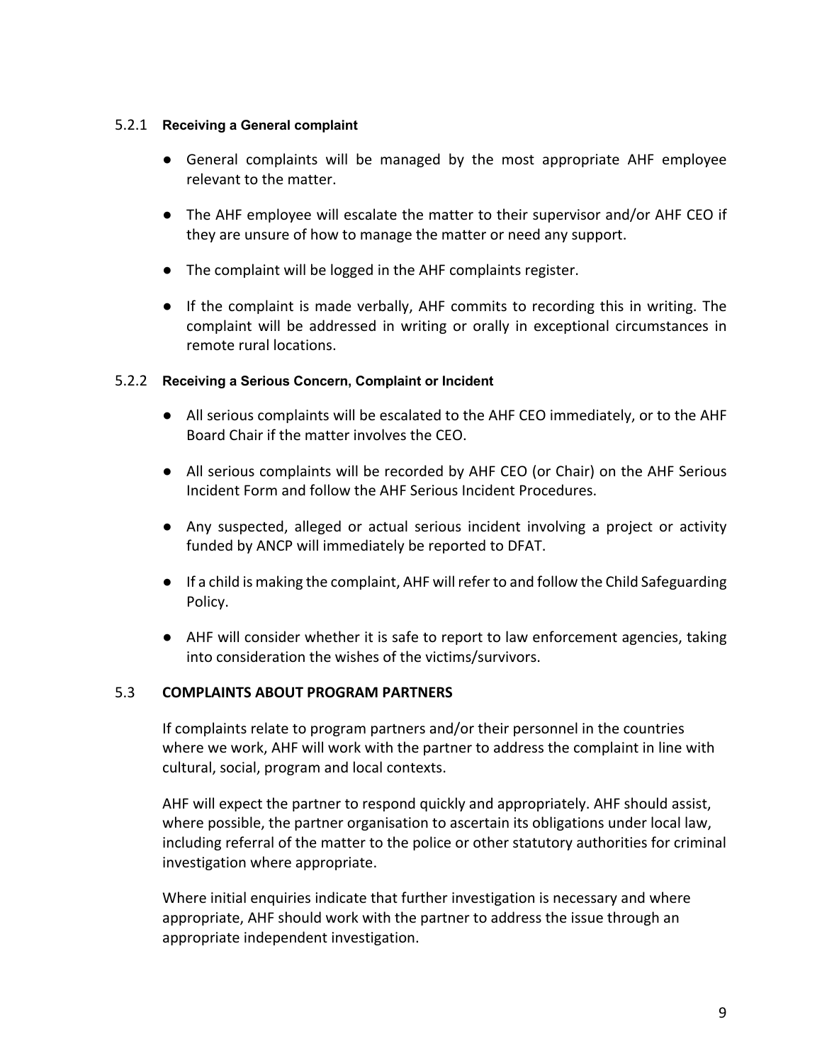### 5.2.1 Receiving a General complaint

- General complaints will be managed by the most appropriate AHF employee relevant to the matter.
- The AHF employee will escalate the matter to their supervisor and/or AHF CEO if they are unsure of how to manage the matter or need any support.
- The complaint will be logged in the AHF complaints register.
- If the complaint is made verbally, AHF commits to recording this in writing. The complaint will be addressed in writing or orally in exceptional circumstances in remote rural locations.

### 5.2.2 Receiving a Serious Concern, Complaint or Incident

- All serious complaints will be escalated to the AHF CEO immediately, or to the AHF Board Chair if the matter involves the CEO.
- All serious complaints will be recorded by AHF CEO (or Chair) on the AHF Serious Incident Form and follow the AHF Serious Incident Procedures.
- Any suspected, alleged or actual serious incident involving a project or activity funded by ANCP will immediately be reported to DFAT.
- If a child is making the complaint, AHF will refer to and follow the Child Safeguarding Policy.
- AHF will consider whether it is safe to report to law enforcement agencies, taking into consideration the wishes of the victims/survivors.

## 5.3 COMPLAINTS ABOUT PROGRAM PARTNERS

If complaints relate to program partners and/or their personnel in the countries where we work, AHF will work with the partner to address the complaint in line with cultural, social, program and local contexts.

AHF will expect the partner to respond quickly and appropriately. AHF should assist, where possible, the partner organisation to ascertain its obligations under local law, including referral of the matter to the police or other statutory authorities for criminal investigation where appropriate.

Where initial enquiries indicate that further investigation is necessary and where appropriate, AHF should work with the partner to address the issue through an appropriate independent investigation.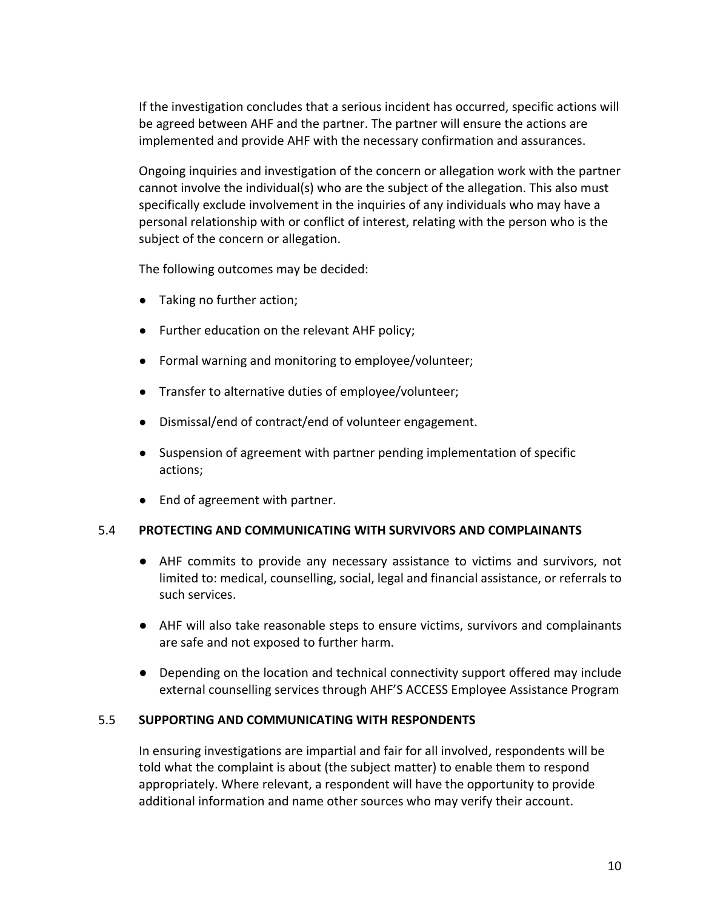If the investigation concludes that a serious incident has occurred, specific actions will be agreed between AHF and the partner. The partner will ensure the actions are implemented and provide AHF with the necessary confirmation and assurances.

Ongoing inquiries and investigation of the concern or allegation work with the partner cannot involve the individual(s) who are the subject of the allegation. This also must specifically exclude involvement in the inquiries of any individuals who may have a personal relationship with or conflict of interest, relating with the person who is the subject of the concern or allegation.

The following outcomes may be decided:

- Taking no further action;
- Further education on the relevant AHF policy;
- Formal warning and monitoring to employee/volunteer;
- Transfer to alternative duties of employee/volunteer;
- Dismissal/end of contract/end of volunteer engagement.
- Suspension of agreement with partner pending implementation of specific actions;
- End of agreement with partner.

### 5.4 PROTECTING AND COMMUNICATING WITH SURVIVORS AND COMPLAINANTS

- AHF commits to provide any necessary assistance to victims and survivors, not limited to: medical, counselling, social, legal and financial assistance, or referrals to such services.
- AHF will also take reasonable steps to ensure victims, survivors and complainants are safe and not exposed to further harm.
- Depending on the location and technical connectivity support offered may include external counselling services through AHF'S ACCESS Employee Assistance Program

### 5.5 SUPPORTING AND COMMUNICATING WITH RESPONDENTS

In ensuring investigations are impartial and fair for all involved, respondents will be told what the complaint is about (the subject matter) to enable them to respond appropriately. Where relevant, a respondent will have the opportunity to provide additional information and name other sources who may verify their account.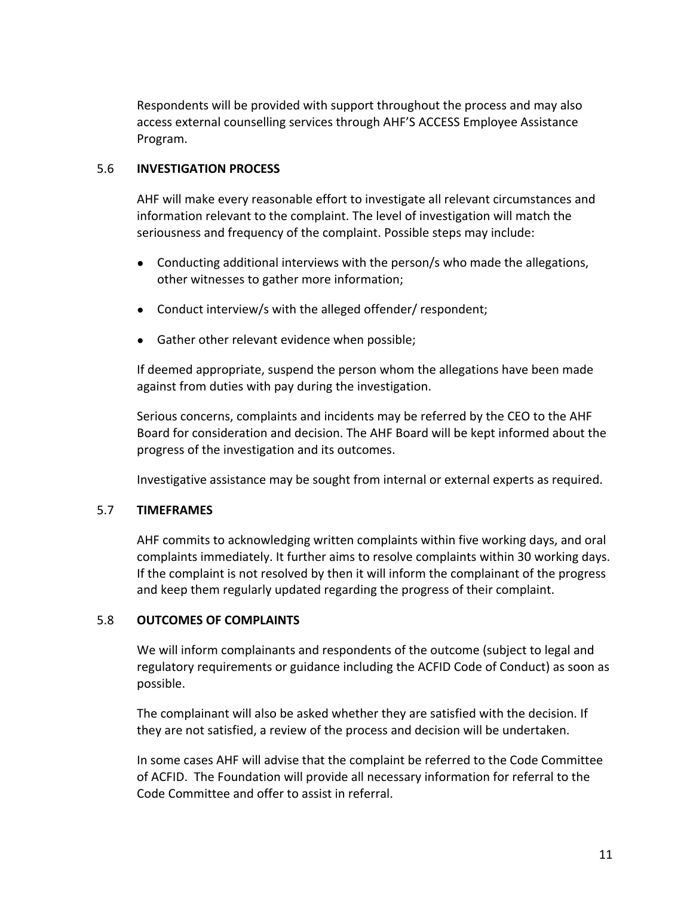Respondents will be provided with support throughout the process and may also access external counselling services through AHF'S ACCESS Employee Assistance Program.

### 5.6 INVESTIGATION PROCESS

AHF will make every reasonable effort to investigate all relevant circumstances and information relevant to the complaint. The level of investigation will match the seriousness and frequency of the complaint. Possible steps may include:

- Conducting additional interviews with the person/s who made the allegations, other witnesses to gather more information;
- Conduct interview/s with the alleged offender/ respondent;
- Gather other relevant evidence when possible;

If deemed appropriate, suspend the person whom the allegations have been made against from duties with pay during the investigation.

Serious concerns, complaints and incidents may be referred by the CEO to the AHF Board for consideration and decision. The AHF Board will be kept informed about the progress of the investigation and its outcomes.

Investigative assistance may be sought from internal or external experts as required.

### 5.7 TIMEFRAMES

AHF commits to acknowledging written complaints within five working days, and oral complaints immediately. It further aims to resolve complaints within 30 working days. If the complaint is not resolved by then it will inform the complainant of the progress and keep them regularly updated regarding the progress of their complaint.

### 5.8 OUTCOMES OF COMPLAINTS

We will inform complainants and respondents of the outcome (subject to legal and regulatory requirements or guidance including the ACFID Code of Conduct) as soon as possible.

The complainant will also be asked whether they are satisfied with the decision. If they are not satisfied, a review of the process and decision will be undertaken.

In some cases AHF will advise that the complaint be referred to the Code Committee of ACFID. The Foundation will provide all necessary information for referral to the Code Committee and offer to assist in referral.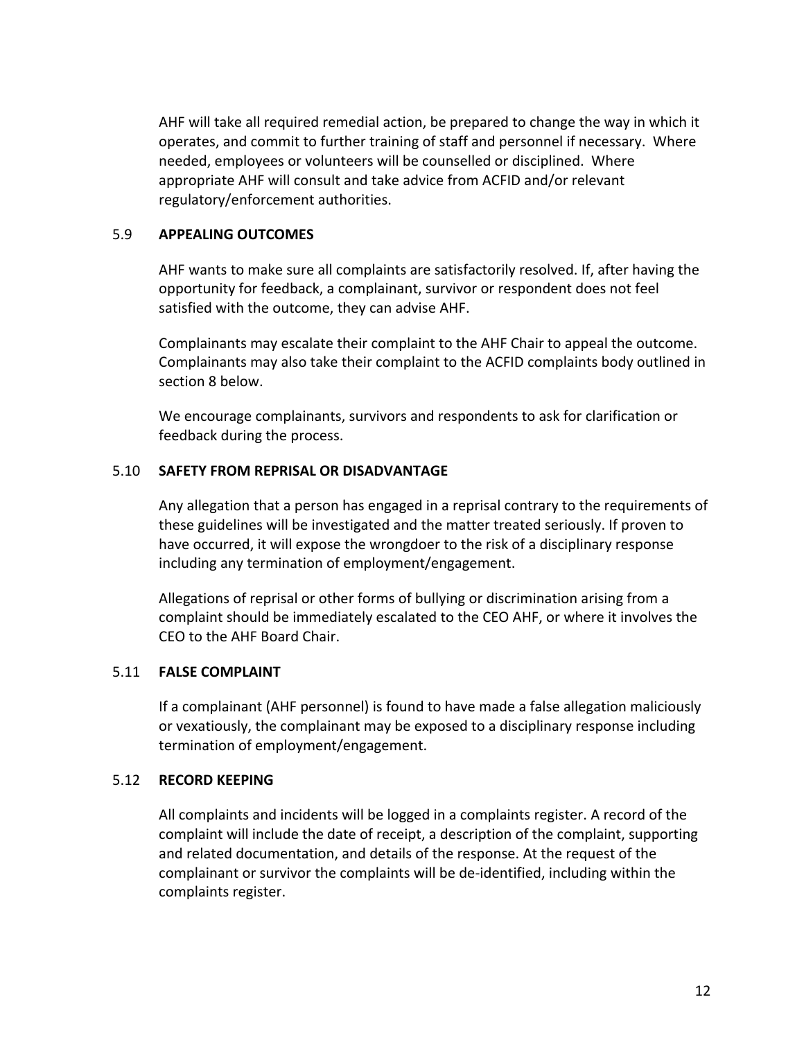AHF will take all required remedial action, be prepared to change the way in which it operates, and commit to further training of staff and personnel if necessary. Where needed, employees or volunteers will be counselled or disciplined. Where appropriate AHF will consult and take advice from ACFID and/or relevant regulatory/enforcement authorities.

### 5.9 APPEALING OUTCOMES

AHF wants to make sure all complaints are satisfactorily resolved. If, after having the opportunity for feedback, a complainant, survivor or respondent does not feel satisfied with the outcome, they can advise AHF.

Complainants may escalate their complaint to the AHF Chair to appeal the outcome. Complainants may also take their complaint to the ACFID complaints body outlined in section 8 below.

We encourage complainants, survivors and respondents to ask for clarification or feedback during the process.

### 5.10 SAFETY FROM REPRISAL OR DISADVANTAGE

Any allegation that a person has engaged in a reprisal contrary to the requirements of these guidelines will be investigated and the matter treated seriously. If proven to have occurred, it will expose the wrongdoer to the risk of a disciplinary response including any termination of employment/engagement.

Allegations of reprisal or other forms of bullying or discrimination arising from a complaint should be immediately escalated to the CEO AHF, or where it involves the CEO to the AHF Board Chair.

### 5.11 FALSE COMPLAINT

If a complainant (AHF personnel) is found to have made a false allegation maliciously or vexatiously, the complainant may be exposed to a disciplinary response including termination of employment/engagement.

### 5.12 RECORD KEEPING

All complaints and incidents will be logged in a complaints register. A record of the complaint will include the date of receipt, a description of the complaint, supporting and related documentation, and details of the response. At the request of the complainant or survivor the complaints will be de-identified, including within the complaints register.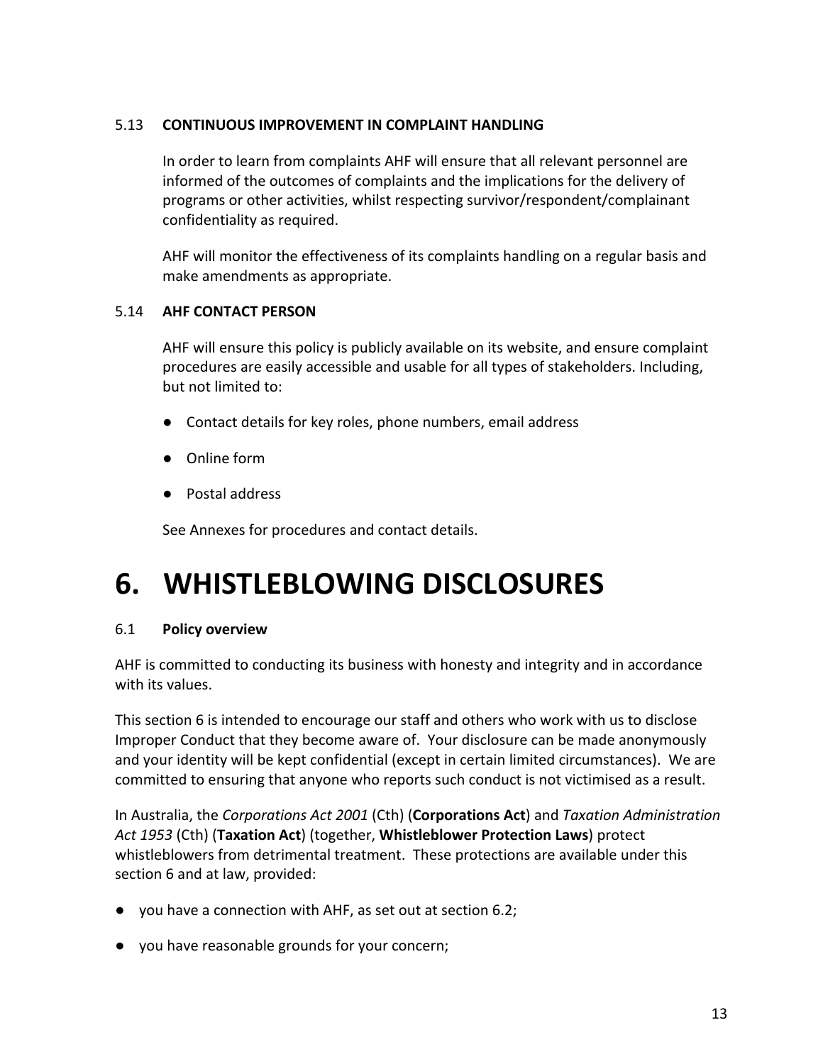### 5.13 CONTINUOUS IMPROVEMENT IN COMPLAINT HANDLING

In order to learn from complaints AHF will ensure that all relevant personnel are informed of the outcomes of complaints and the implications for the delivery of programs or other activities, whilst respecting survivor/respondent/complainant confidentiality as required.

AHF will monitor the effectiveness of its complaints handling on a regular basis and make amendments as appropriate.

### 5.14 AHF CONTACT PERSON

AHF will ensure this policy is publicly available on its website, and ensure complaint procedures are easily accessible and usable for all types of stakeholders. Including, but not limited to:

- Contact details for key roles, phone numbers, email address
- Online form
- Postal address

See Annexes for procedures and contact details.

# 6. WHISTLEBLOWING DISCLOSURES

### 6.1 Policy overview

AHF is committed to conducting its business with honesty and integrity and in accordance with its values.

This section 6 is intended to encourage our staff and others who work with us to disclose Improper Conduct that they become aware of. Your disclosure can be made anonymously and your identity will be kept confidential (except in certain limited circumstances). We are committed to ensuring that anyone who reports such conduct is not victimised as a result.

In Australia, the *Corporations Act 2001* (Cth) (**Corporations Act**) and *Taxation Administration Act 1953* (Cth) (**Taxation Act**) (together, **Whistleblower Protection Laws**) protect whistleblowers from detrimental treatment. These protections are available under this section 6 and at law, provided:

- you have a connection with AHF, as set out at section 6.2;
- you have reasonable grounds for your concern;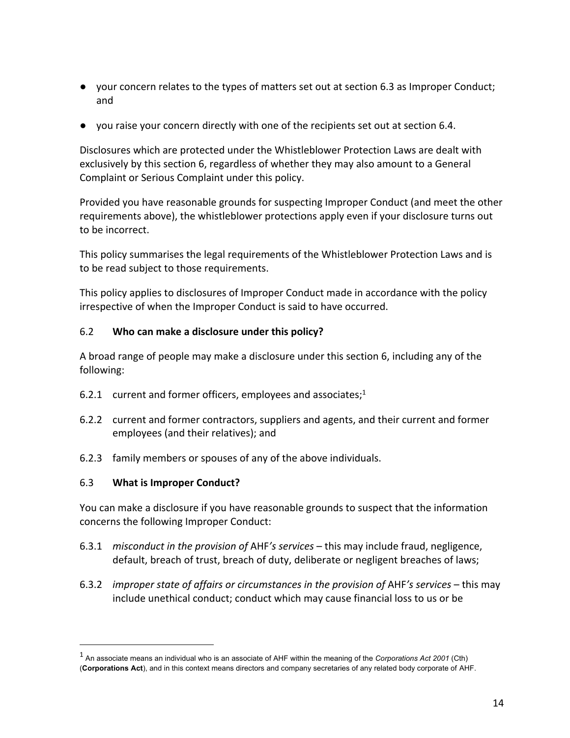- your concern relates to the types of matters set out at section 6.3 as Improper Conduct; and
- you raise your concern directly with one of the recipients set out at section 6.4.

Disclosures which are protected under the Whistleblower Protection Laws are dealt with exclusively by this section 6, regardless of whether they may also amount to a General Complaint or Serious Complaint under this policy.

Provided you have reasonable grounds for suspecting Improper Conduct (and meet the other requirements above), the whistleblower protections apply even if your disclosure turns out to be incorrect.

This policy summarises the legal requirements of the Whistleblower Protection Laws and is to be read subject to those requirements.

This policy applies to disclosures of Improper Conduct made in accordance with the policy irrespective of when the Improper Conduct is said to have occurred.

### 6.2 **Who can make a disclosure under this policy?**

A broad range of people may make a disclosure under this section 6, including any of the following:

6.2.1 current and former officers, employees and associates;[1]

6.2.2 current and former contractors, suppliers and agents, and their current and former employees (and their relatives); and

6.2.3 family members or spouses of any of the above individuals.

### 6.3 **What is Improper Conduct?**

You can make a disclosure if you have reasonable grounds to suspect that the information concerns the following Improper Conduct:

6.3.1 *misconduct in the provision of* AHF*'s services* – this may include fraud, negligence, default, breach of trust, breach of duty, deliberate or negligent breaches of laws;

6.3.2 *improper state of affairs or circumstances in the provision of* AHF*'s services* – this may include unethical conduct; conduct which may cause financial loss to us or be

---

[1] An associate means an individual who is an associate of AHF within the meaning of the *Corporations Act 2001* (Cth) (**Corporations Act**), and in this context means directors and company secretaries of any related body corporate of AHF.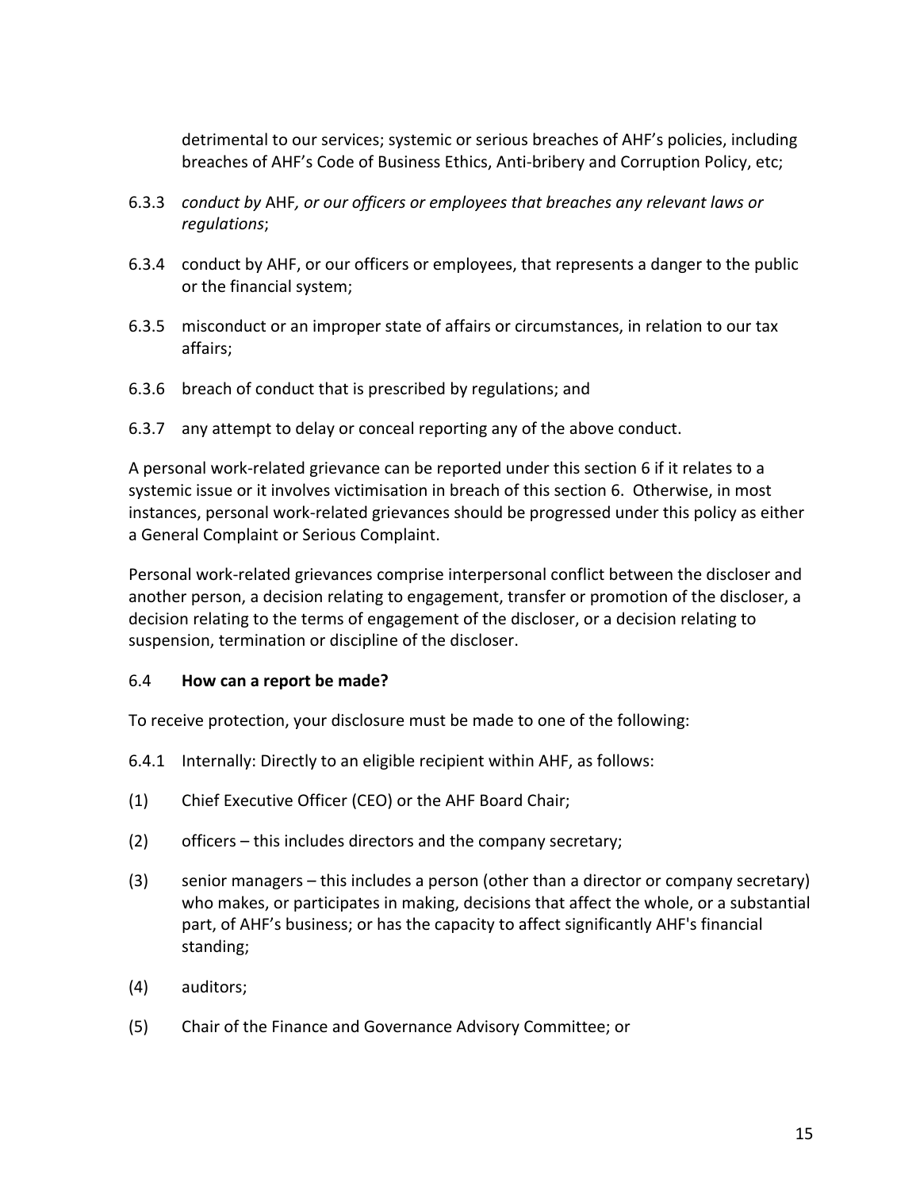detrimental to our services; systemic or serious breaches of AHF's policies, including breaches of AHF's Code of Business Ethics, Anti-bribery and Corruption Policy, etc;

6.3.3 *conduct by* AHF*, or our officers or employees that breaches any relevant laws or regulations*;

6.3.4 conduct by AHF, or our officers or employees, that represents a danger to the public or the financial system;

6.3.5 misconduct or an improper state of affairs or circumstances, in relation to our tax affairs;

6.3.6 breach of conduct that is prescribed by regulations; and

6.3.7 any attempt to delay or conceal reporting any of the above conduct.

A personal work-related grievance can be reported under this section 6 if it relates to a systemic issue or it involves victimisation in breach of this section 6. Otherwise, in most instances, personal work-related grievances should be progressed under this policy as either a General Complaint or Serious Complaint.

Personal work-related grievances comprise interpersonal conflict between the discloser and another person, a decision relating to engagement, transfer or promotion of the discloser, a decision relating to the terms of engagement of the discloser, or a decision relating to suspension, termination or discipline of the discloser.

### 6.4 **How can a report be made?**

To receive protection, your disclosure must be made to one of the following:

6.4.1 Internally: Directly to an eligible recipient within AHF, as follows:

(1) Chief Executive Officer (CEO) or the AHF Board Chair;

(2) officers – this includes directors and the company secretary;

(3) senior managers – this includes a person (other than a director or company secretary) who makes, or participates in making, decisions that affect the whole, or a substantial part, of AHF's business; or has the capacity to affect significantly AHF's financial standing;

(4) auditors;

(5) Chair of the Finance and Governance Advisory Committee; or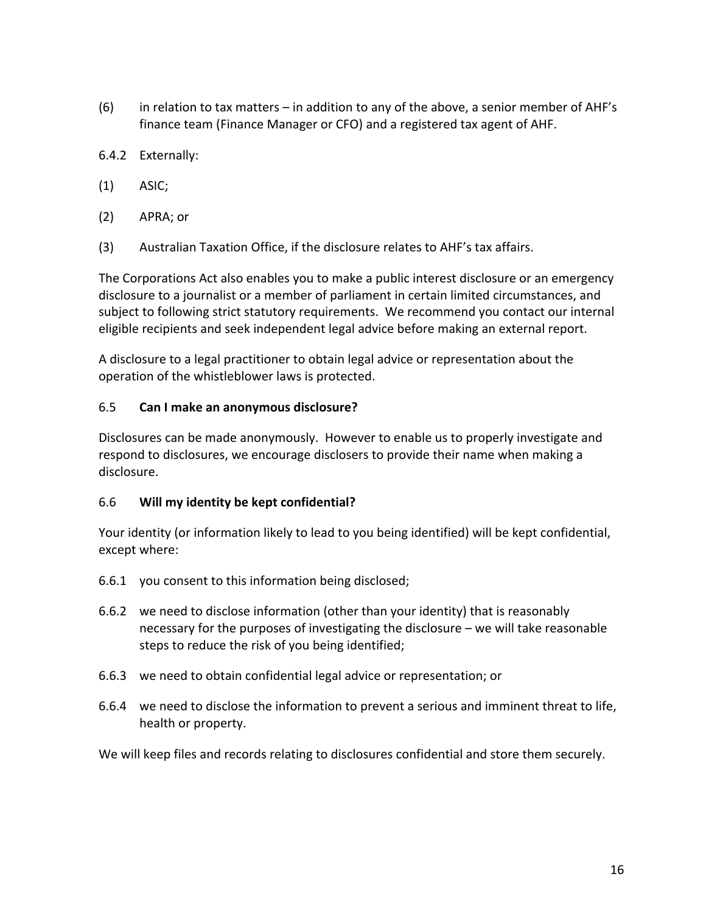(6) in relation to tax matters – in addition to any of the above, a senior member of AHF's finance team (Finance Manager or CFO) and a registered tax agent of AHF.

6.4.2 Externally:

(1) ASIC;

(2) APRA; or

(3) Australian Taxation Office, if the disclosure relates to AHF's tax affairs.

The Corporations Act also enables you to make a public interest disclosure or an emergency disclosure to a journalist or a member of parliament in certain limited circumstances, and subject to following strict statutory requirements. We recommend you contact our internal eligible recipients and seek independent legal advice before making an external report.

A disclosure to a legal practitioner to obtain legal advice or representation about the operation of the whistleblower laws is protected.

### 6.5 **Can I make an anonymous disclosure?**

Disclosures can be made anonymously. However to enable us to properly investigate and respond to disclosures, we encourage disclosers to provide their name when making a disclosure.

### 6.6 **Will my identity be kept confidential?**

Your identity (or information likely to lead to you being identified) will be kept confidential, except where:

6.6.1 you consent to this information being disclosed;

6.6.2 we need to disclose information (other than your identity) that is reasonably necessary for the purposes of investigating the disclosure – we will take reasonable steps to reduce the risk of you being identified;

6.6.3 we need to obtain confidential legal advice or representation; or

6.6.4 we need to disclose the information to prevent a serious and imminent threat to life, health or property.

We will keep files and records relating to disclosures confidential and store them securely.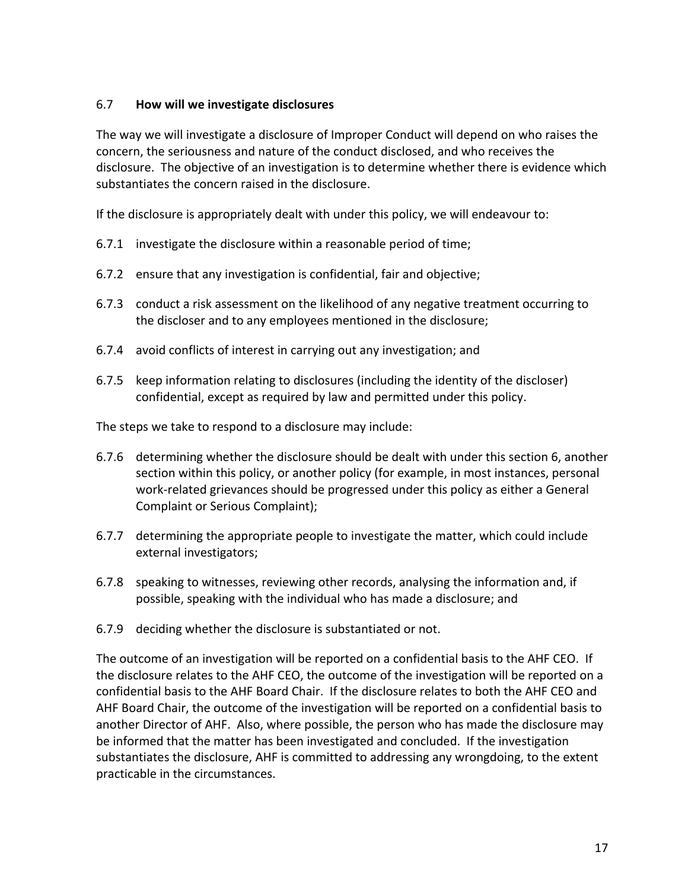### 6.7 **How will we investigate disclosures**

The way we will investigate a disclosure of Improper Conduct will depend on who raises the concern, the seriousness and nature of the conduct disclosed, and who receives the disclosure. The objective of an investigation is to determine whether there is evidence which substantiates the concern raised in the disclosure.

If the disclosure is appropriately dealt with under this policy, we will endeavour to:

6.7.1 investigate the disclosure within a reasonable period of time;

6.7.2 ensure that any investigation is confidential, fair and objective;

6.7.3 conduct a risk assessment on the likelihood of any negative treatment occurring to the discloser and to any employees mentioned in the disclosure;

6.7.4 avoid conflicts of interest in carrying out any investigation; and

6.7.5 keep information relating to disclosures (including the identity of the discloser) confidential, except as required by law and permitted under this policy.

The steps we take to respond to a disclosure may include:

6.7.6 determining whether the disclosure should be dealt with under this section 6, another section within this policy, or another policy (for example, in most instances, personal work-related grievances should be progressed under this policy as either a General Complaint or Serious Complaint);

6.7.7 determining the appropriate people to investigate the matter, which could include external investigators;

6.7.8 speaking to witnesses, reviewing other records, analysing the information and, if possible, speaking with the individual who has made a disclosure; and

6.7.9 deciding whether the disclosure is substantiated or not.

The outcome of an investigation will be reported on a confidential basis to the AHF CEO. If the disclosure relates to the AHF CEO, the outcome of the investigation will be reported on a confidential basis to the AHF Board Chair. If the disclosure relates to both the AHF CEO and AHF Board Chair, the outcome of the investigation will be reported on a confidential basis to another Director of AHF. Also, where possible, the person who has made the disclosure may be informed that the matter has been investigated and concluded. If the investigation substantiates the disclosure, AHF is committed to addressing any wrongdoing, to the extent practicable in the circumstances.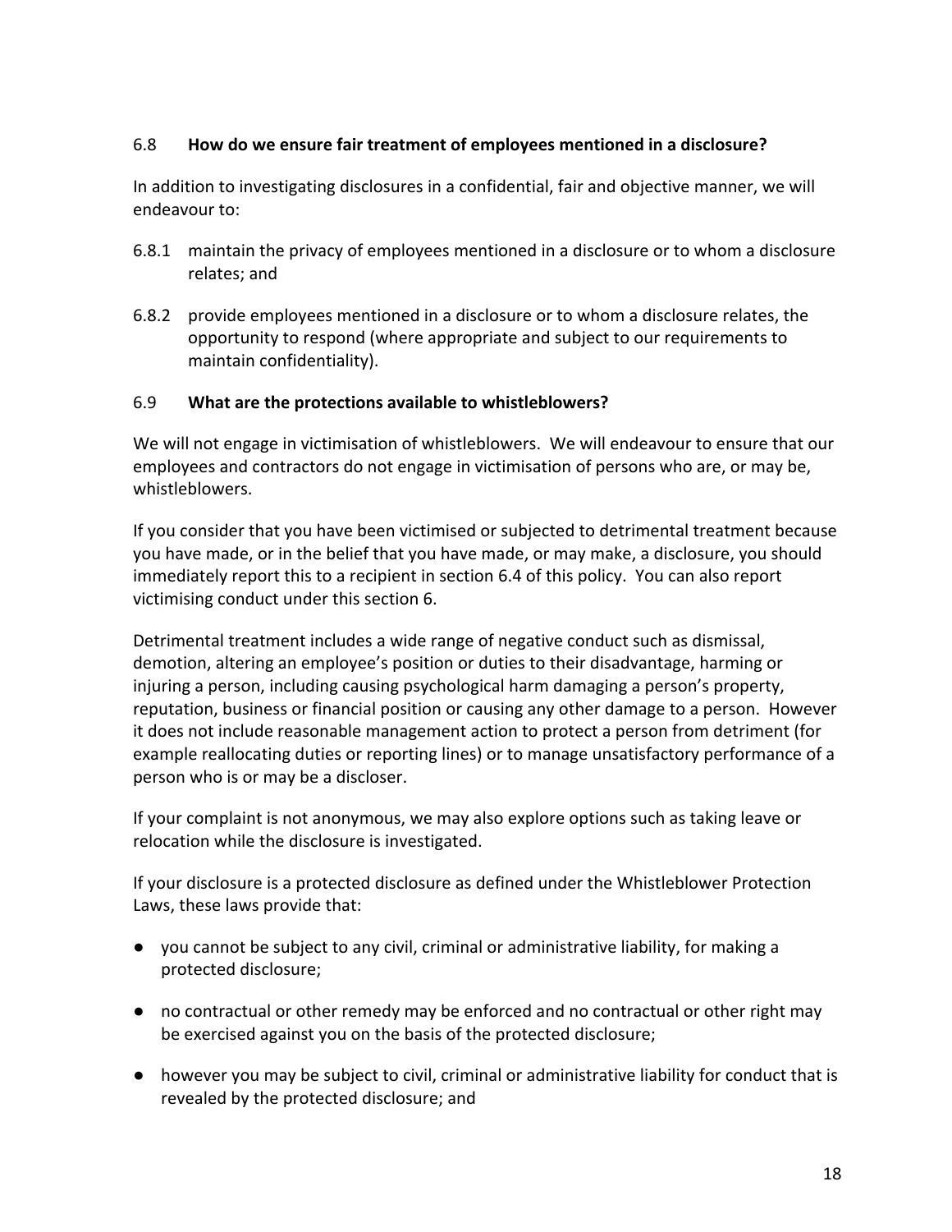### 6.8 **How do we ensure fair treatment of employees mentioned in a disclosure?**

In addition to investigating disclosures in a confidential, fair and objective manner, we will endeavour to:

6.8.1 maintain the privacy of employees mentioned in a disclosure or to whom a disclosure relates; and

6.8.2 provide employees mentioned in a disclosure or to whom a disclosure relates, the opportunity to respond (where appropriate and subject to our requirements to maintain confidentiality).

### 6.9 **What are the protections available to whistleblowers?**

We will not engage in victimisation of whistleblowers. We will endeavour to ensure that our employees and contractors do not engage in victimisation of persons who are, or may be, whistleblowers.

If you consider that you have been victimised or subjected to detrimental treatment because you have made, or in the belief that you have made, or may make, a disclosure, you should immediately report this to a recipient in section 6.4 of this policy. You can also report victimising conduct under this section 6.

Detrimental treatment includes a wide range of negative conduct such as dismissal, demotion, altering an employee's position or duties to their disadvantage, harming or injuring a person, including causing psychological harm damaging a person's property, reputation, business or financial position or causing any other damage to a person. However it does not include reasonable management action to protect a person from detriment (for example reallocating duties or reporting lines) or to manage unsatisfactory performance of a person who is or may be a discloser.

If your complaint is not anonymous, we may also explore options such as taking leave or relocation while the disclosure is investigated.

If your disclosure is a protected disclosure as defined under the Whistleblower Protection Laws, these laws provide that:

- you cannot be subject to any civil, criminal or administrative liability, for making a protected disclosure;
- no contractual or other remedy may be enforced and no contractual or other right may be exercised against you on the basis of the protected disclosure;
- however you may be subject to civil, criminal or administrative liability for conduct that is revealed by the protected disclosure; and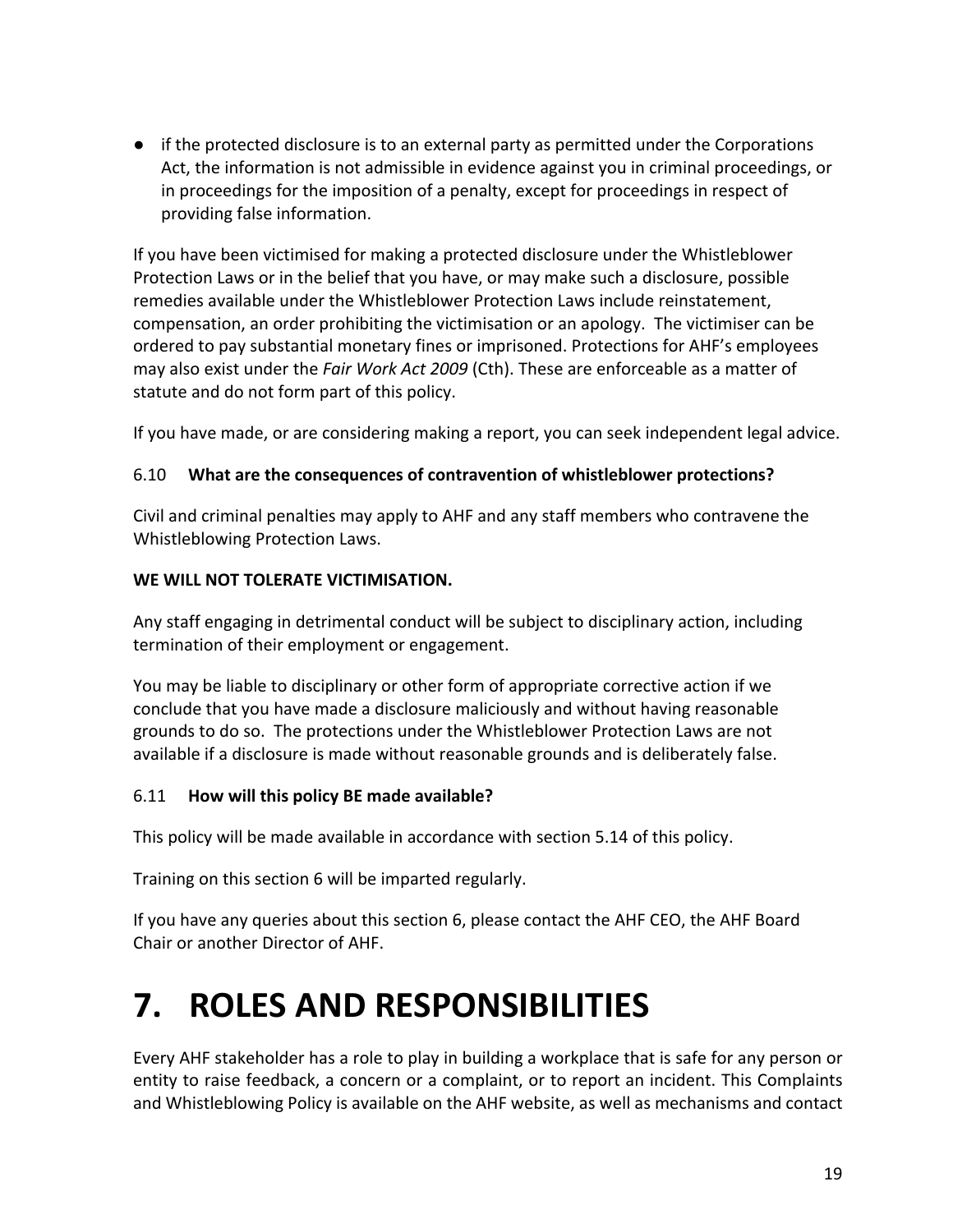- if the protected disclosure is to an external party as permitted under the Corporations Act, the information is not admissible in evidence against you in criminal proceedings, or in proceedings for the imposition of a penalty, except for proceedings in respect of providing false information.

If you have been victimised for making a protected disclosure under the Whistleblower Protection Laws or in the belief that you have, or may make such a disclosure, possible remedies available under the Whistleblower Protection Laws include reinstatement, compensation, an order prohibiting the victimisation or an apology. The victimiser can be ordered to pay substantial monetary fines or imprisoned. Protections for AHF's employees may also exist under the *Fair Work Act 2009* (Cth). These are enforceable as a matter of statute and do not form part of this policy.

If you have made, or are considering making a report, you can seek independent legal advice.

### 6.10 **What are the consequences of contravention of whistleblower protections?**

Civil and criminal penalties may apply to AHF and any staff members who contravene the Whistleblowing Protection Laws.

**WE WILL NOT TOLERATE VICTIMISATION.**

Any staff engaging in detrimental conduct will be subject to disciplinary action, including termination of their employment or engagement.

You may be liable to disciplinary or other form of appropriate corrective action if we conclude that you have made a disclosure maliciously and without having reasonable grounds to do so. The protections under the Whistleblower Protection Laws are not available if a disclosure is made without reasonable grounds and is deliberately false.

### 6.11 **How will this policy BE made available?**

This policy will be made available in accordance with section 5.14 of this policy.

Training on this section 6 will be imparted regularly.

If you have any queries about this section 6, please contact the AHF CEO, the AHF Board Chair or another Director of AHF.

# 7. ROLES AND RESPONSIBILITIES

Every AHF stakeholder has a role to play in building a workplace that is safe for any person or entity to raise feedback, a concern or a complaint, or to report an incident. This Complaints and Whistleblowing Policy is available on the AHF website, as well as mechanisms and contact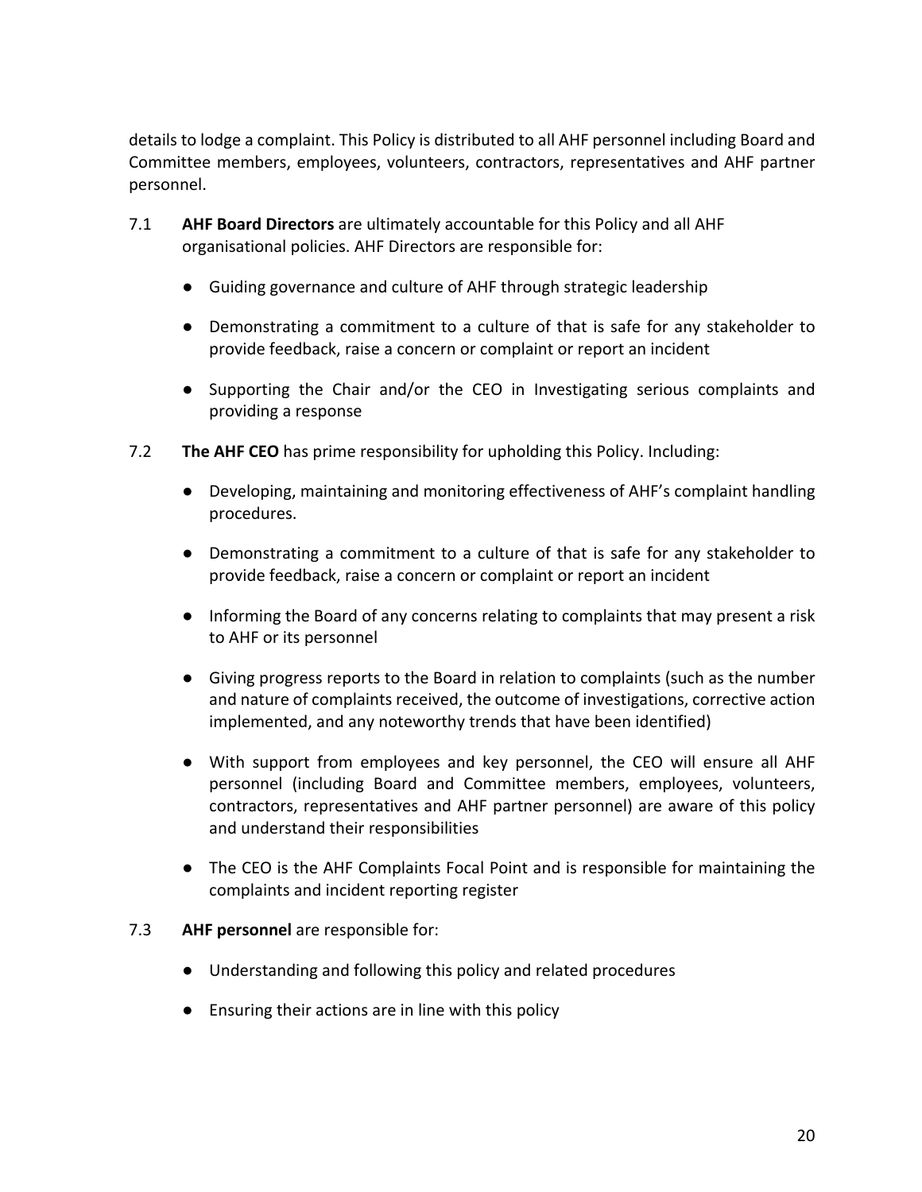details to lodge a complaint. This Policy is distributed to all AHF personnel including Board and Committee members, employees, volunteers, contractors, representatives and AHF partner personnel.

7.1 **AHF Board Directors** are ultimately accountable for this Policy and all AHF organisational policies. AHF Directors are responsible for:

- Guiding governance and culture of AHF through strategic leadership
- Demonstrating a commitment to a culture of that is safe for any stakeholder to provide feedback, raise a concern or complaint or report an incident
- Supporting the Chair and/or the CEO in Investigating serious complaints and providing a response

7.2 **The AHF CEO** has prime responsibility for upholding this Policy. Including:

- Developing, maintaining and monitoring effectiveness of AHF's complaint handling procedures.
- Demonstrating a commitment to a culture of that is safe for any stakeholder to provide feedback, raise a concern or complaint or report an incident
- Informing the Board of any concerns relating to complaints that may present a risk to AHF or its personnel
- Giving progress reports to the Board in relation to complaints (such as the number and nature of complaints received, the outcome of investigations, corrective action implemented, and any noteworthy trends that have been identified)
- With support from employees and key personnel, the CEO will ensure all AHF personnel (including Board and Committee members, employees, volunteers, contractors, representatives and AHF partner personnel) are aware of this policy and understand their responsibilities
- The CEO is the AHF Complaints Focal Point and is responsible for maintaining the complaints and incident reporting register

7.3 **AHF personnel** are responsible for:

- Understanding and following this policy and related procedures
- Ensuring their actions are in line with this policy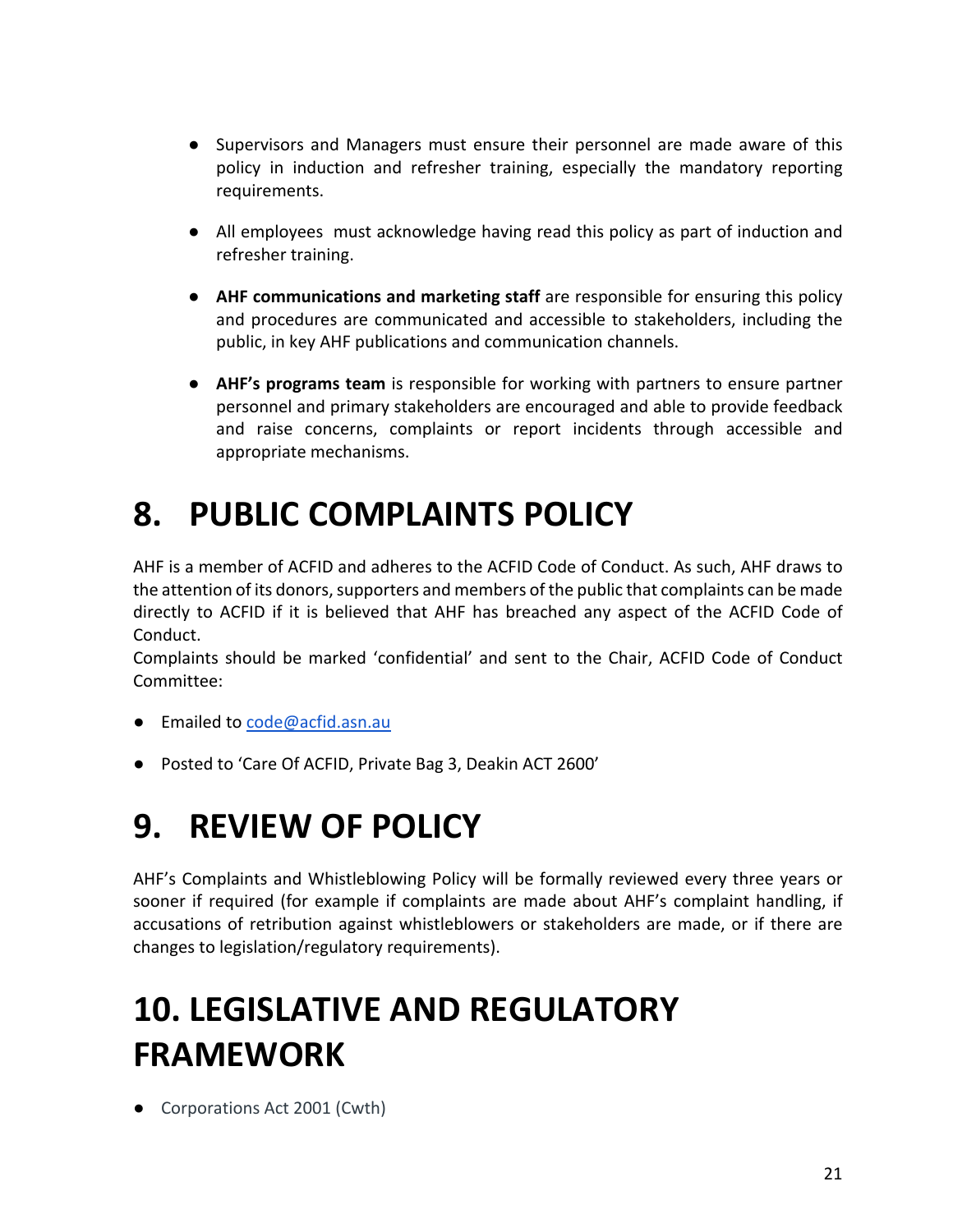- Supervisors and Managers must ensure their personnel are made aware of this policy in induction and refresher training, especially the mandatory reporting requirements.

- All employees must acknowledge having read this policy as part of induction and refresher training.

- **AHF communications and marketing staff** are responsible for ensuring this policy and procedures are communicated and accessible to stakeholders, including the public, in key AHF publications and communication channels.

- **AHF's programs team** is responsible for working with partners to ensure partner personnel and primary stakeholders are encouraged and able to provide feedback and raise concerns, complaints or report incidents through accessible and appropriate mechanisms.

# 8. PUBLIC COMPLAINTS POLICY

AHF is a member of ACFID and adheres to the ACFID Code of Conduct. As such, AHF draws to the attention of its donors, supporters and members of the public that complaints can be made directly to ACFID if it is believed that AHF has breached any aspect of the ACFID Code of Conduct.

Complaints should be marked 'confidential' and sent to the Chair, ACFID Code of Conduct Committee:

- Emailed to code@acfid.asn.au

- Posted to 'Care Of ACFID, Private Bag 3, Deakin ACT 2600'

# 9. REVIEW OF POLICY

AHF's Complaints and Whistleblowing Policy will be formally reviewed every three years or sooner if required (for example if complaints are made about AHF's complaint handling, if accusations of retribution against whistleblowers or stakeholders are made, or if there are changes to legislation/regulatory requirements).

# 10. LEGISLATIVE AND REGULATORY FRAMEWORK

- Corporations Act 2001 (Cwth)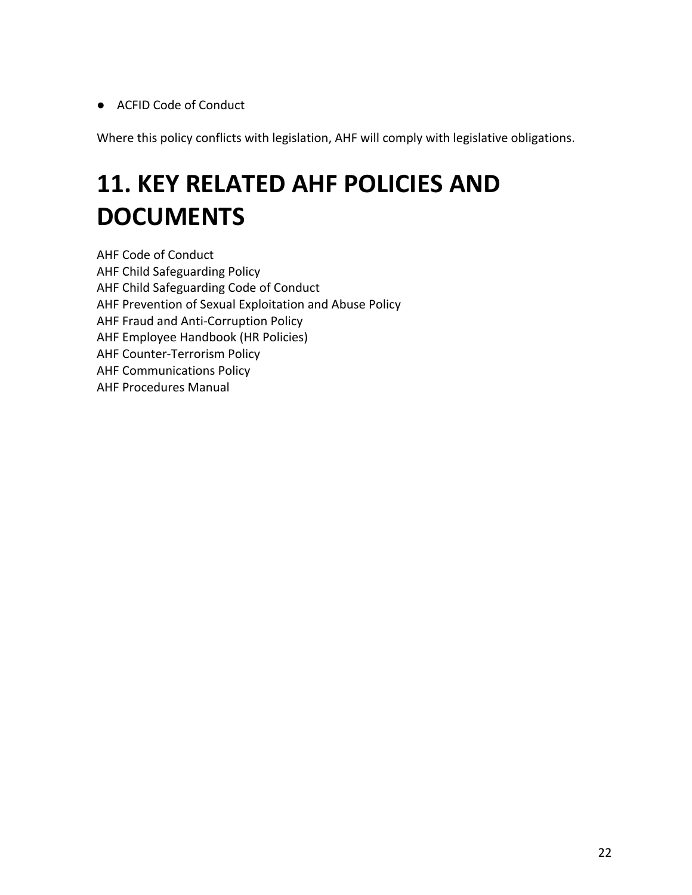- ACFID Code of Conduct

Where this policy conflicts with legislation, AHF will comply with legislative obligations.

# 11. KEY RELATED AHF POLICIES AND DOCUMENTS

AHF Code of Conduct
AHF Child Safeguarding Policy
AHF Child Safeguarding Code of Conduct
AHF Prevention of Sexual Exploitation and Abuse Policy
AHF Fraud and Anti-Corruption Policy
AHF Employee Handbook (HR Policies)
AHF Counter-Terrorism Policy
AHF Communications Policy
AHF Procedures Manual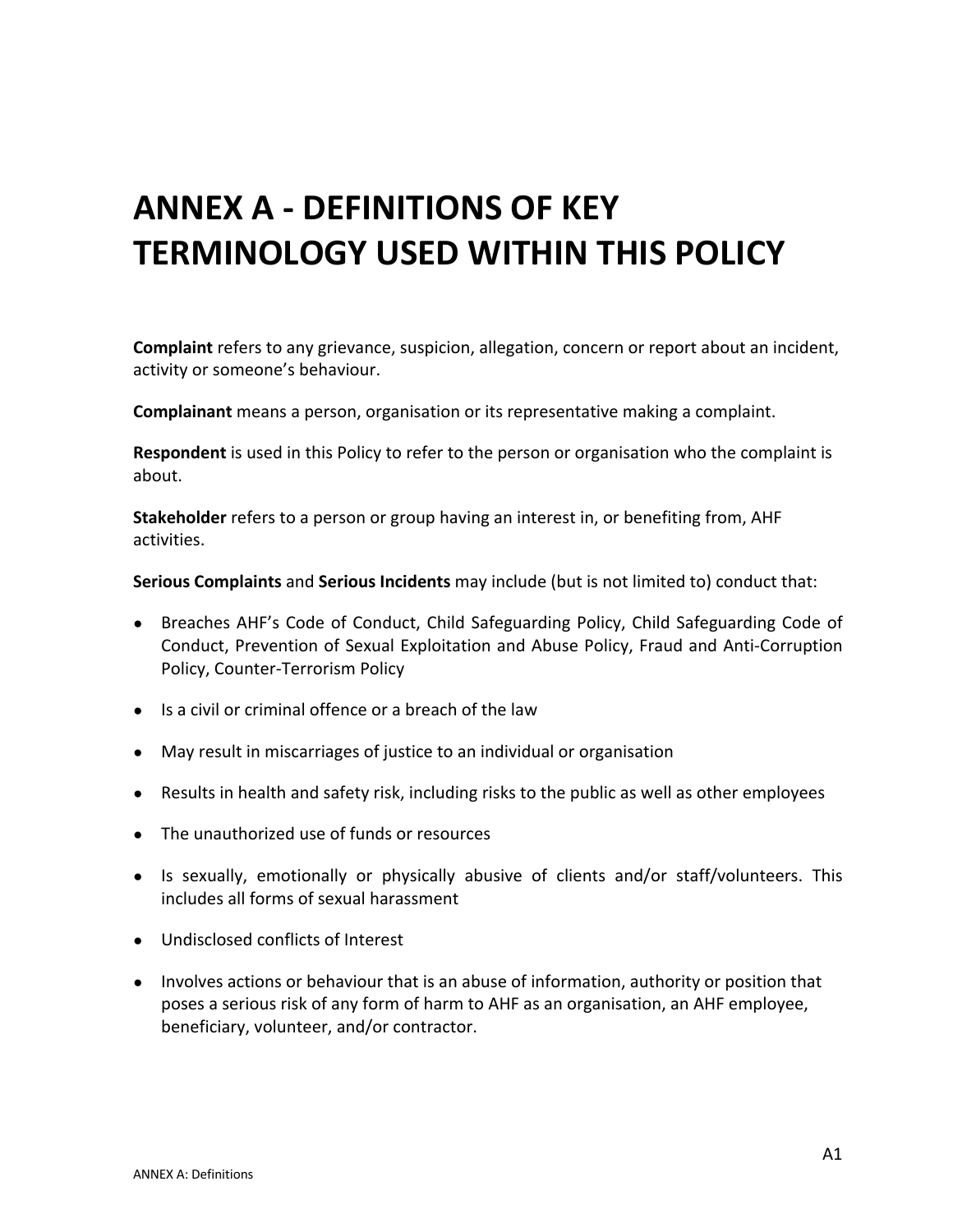# ANNEX A - DEFINITIONS OF KEY TERMINOLOGY USED WITHIN THIS POLICY

**Complaint** refers to any grievance, suspicion, allegation, concern or report about an incident, activity or someone's behaviour.

**Complainant** means a person, organisation or its representative making a complaint.

**Respondent** is used in this Policy to refer to the person or organisation who the complaint is about.

**Stakeholder** refers to a person or group having an interest in, or benefiting from, AHF activities.

**Serious Complaints** and **Serious Incidents** may include (but is not limited to) conduct that:

- Breaches AHF's Code of Conduct, Child Safeguarding Policy, Child Safeguarding Code of Conduct, Prevention of Sexual Exploitation and Abuse Policy, Fraud and Anti-Corruption Policy, Counter-Terrorism Policy
- Is a civil or criminal offence or a breach of the law
- May result in miscarriages of justice to an individual or organisation
- Results in health and safety risk, including risks to the public as well as other employees
- The unauthorized use of funds or resources
- Is sexually, emotionally or physically abusive of clients and/or staff/volunteers. This includes all forms of sexual harassment
- Undisclosed conflicts of Interest
- Involves actions or behaviour that is an abuse of information, authority or position that poses a serious risk of any form of harm to AHF as an organisation, an AHF employee, beneficiary, volunteer, and/or contractor.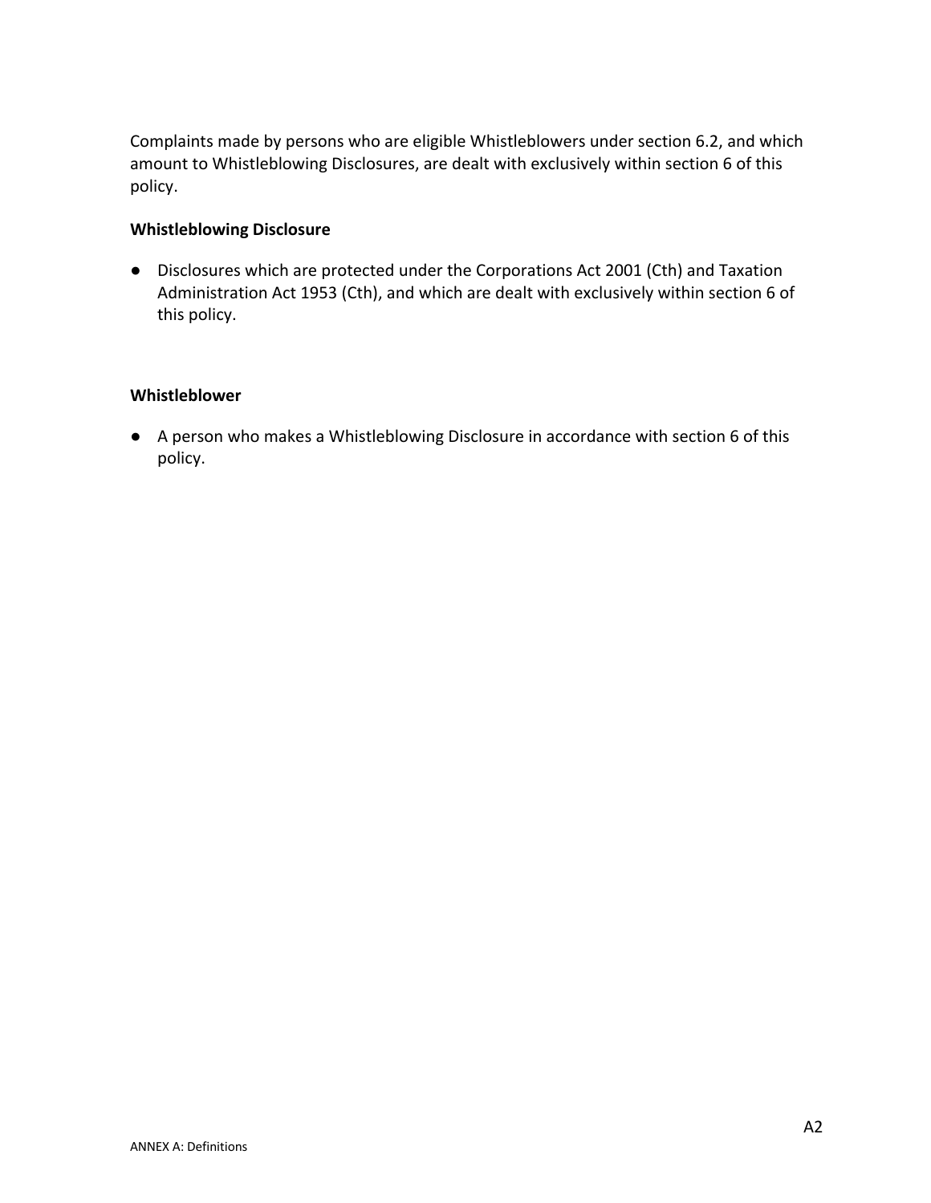Complaints made by persons who are eligible Whistleblowers under section 6.2, and which amount to Whistleblowing Disclosures, are dealt with exclusively within section 6 of this policy.

**Whistleblowing Disclosure**

- Disclosures which are protected under the Corporations Act 2001 (Cth) and Taxation Administration Act 1953 (Cth), and which are dealt with exclusively within section 6 of this policy.

**Whistleblower**

- A person who makes a Whistleblowing Disclosure in accordance with section 6 of this policy.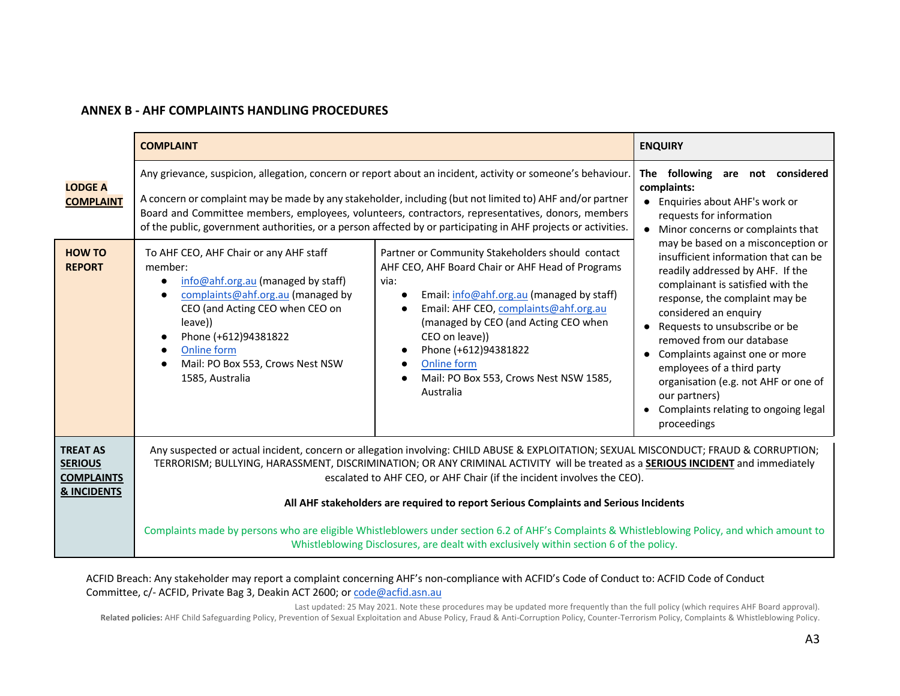## ANNEX B - AHF COMPLAINTS HANDLING PROCEDURES

| | COMPLAINT | | ENQUIRY |
|---|---|---|---|
| **LODGE A COMPLAINT** | Any grievance, suspicion, allegation, concern or report about an incident, activity or someone's behaviour.<br><br>A concern or complaint may be made by any stakeholder, including (but not limited to) AHF and/or partner Board and Committee members, employees, volunteers, contractors, representatives, donors, members of the public, government authorities, or a person affected by or participating in AHF projects or activities. | | **The following are not considered complaints:**<br>● Enquiries about AHF's work or requests for information<br>● Minor concerns or complaints that may be based on a misconception or insufficient information that can be readily addressed by AHF. If the complainant is satisfied with the response, the complaint may be considered an enquiry<br>● Requests to unsubscribe or be removed from our database<br>● Complaints against one or more employees of a third party organisation (e.g. not AHF or one of our partners)<br>● Complaints relating to ongoing legal proceedings |
| **HOW TO REPORT** | To AHF CEO, AHF Chair or any AHF staff member:<br>● info@ahf.org.au (managed by staff)<br>● complaints@ahf.org.au (managed by CEO (and Acting CEO when CEO on leave))<br>● Phone (+612)94381822<br>● Online form<br>● Mail: PO Box 553, Crows Nest NSW 1585, Australia | Partner or Community Stakeholders should contact AHF CEO, AHF Board Chair or AHF Head of Programs via:<br>● Email: info@ahf.org.au (managed by staff)<br>● Email: AHF CEO, complaints@ahf.org.au (managed by CEO (and Acting CEO when CEO on leave))<br>● Phone (+612)94381822<br>● Online form<br>● Mail: PO Box 553, Crows Nest NSW 1585, Australia | |
| **TREAT AS SERIOUS COMPLAINTS & INCIDENTS** | Any suspected or actual incident, concern or allegation involving: CHILD ABUSE & EXPLOITATION; SEXUAL MISCONDUCT; FRAUD & CORRUPTION; TERRORISM; BULLYING, HARASSMENT, DISCRIMINATION; OR ANY CRIMINAL ACTIVITY will be treated as a **SERIOUS INCIDENT** and immediately escalated to AHF CEO, or AHF Chair (if the incident involves the CEO).<br><br>**All AHF stakeholders are required to report Serious Complaints and Serious Incidents**<br><br>Complaints made by persons who are eligible Whistleblowers under section 6.2 of AHF's Complaints & Whistleblowing Policy, and which amount to Whistleblowing Disclosures, are dealt with exclusively within section 6 of the policy. | | |

ACFID Breach: Any stakeholder may report a complaint concerning AHF's non-compliance with ACFID's Code of Conduct to: ACFID Code of Conduct Committee, c/- ACFID, Private Bag 3, Deakin ACT 2600; or code@acfid.asn.au

Last updated: 25 May 2021. Note these procedures may be updated more frequently than the full policy (which requires AHF Board approval).

**Related policies:** AHF Child Safeguarding Policy, Prevention of Sexual Exploitation and Abuse Policy, Fraud & Anti-Corruption Policy, Counter-Terrorism Policy, Complaints & Whistleblowing Policy.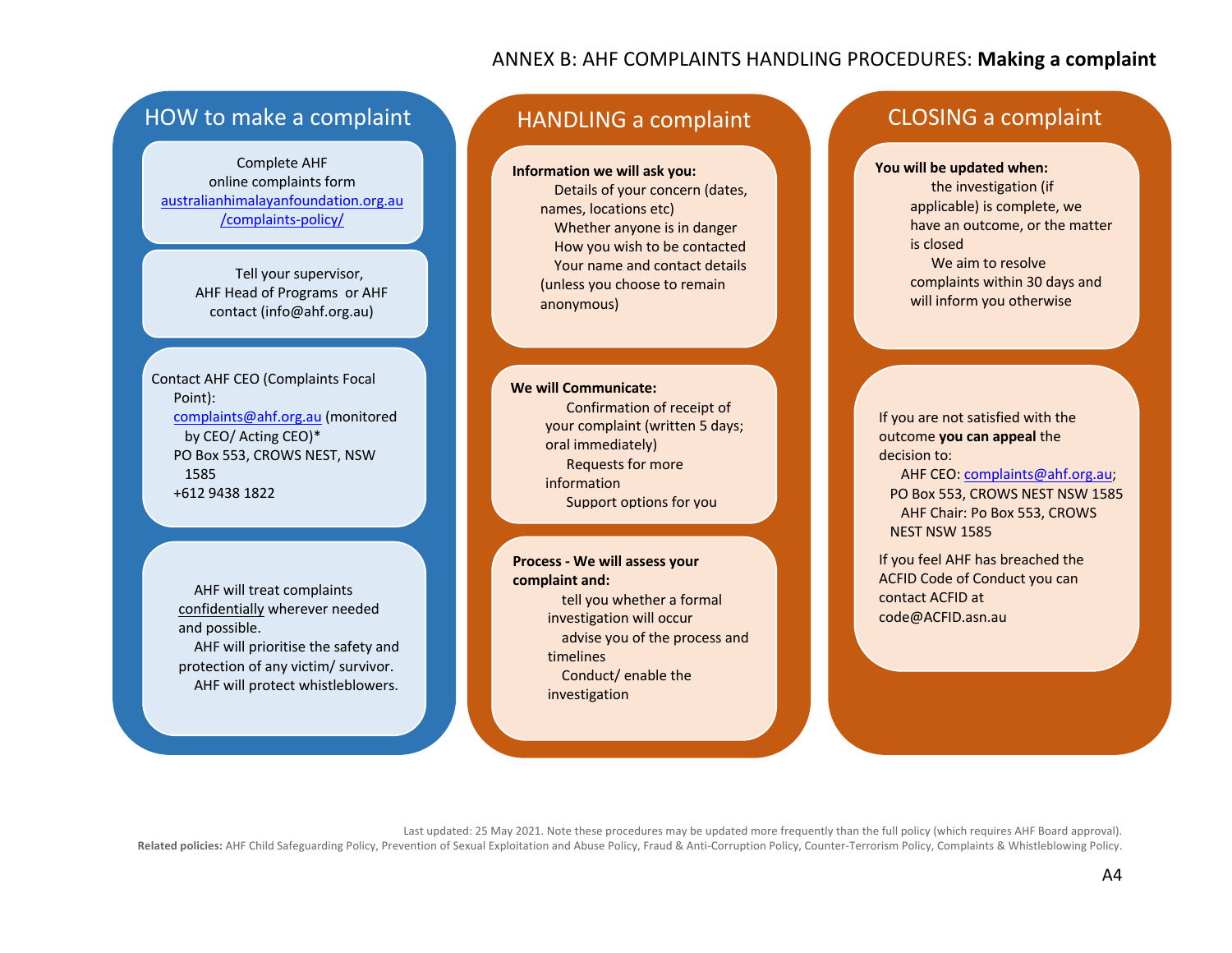# ANNEX B: AHF COMPLAINTS HANDLING PROCEDURES: **Making a complaint**

## HOW to make a complaint

Complete AHF online complaints form australianhimalayanfoundation.org.au/complaints-policy/

Tell your supervisor, AHF Head of Programs or AHF contact (info@ahf.org.au)

Contact AHF CEO (Complaints Focal Point):

- complaints@ahf.org.au (monitored by CEO/ Acting CEO)*
- PO Box 553, CROWS NEST, NSW 1585
- +612 9438 1822

- AHF will treat complaints confidentially wherever needed and possible.
- AHF will prioritise the safety and protection of any victim/ survivor.
- AHF will protect whistleblowers.

## HANDLING a complaint

**Information we will ask you:**

- Details of your concern (dates, names, locations etc)
- Whether anyone is in danger
- How you wish to be contacted
- Your name and contact details (unless you choose to remain anonymous)

**We will Communicate:**

- Confirmation of receipt of your complaint (written 5 days; oral immediately)
- Requests for more information
- Support options for you

**Process - We will assess your complaint and:**

- tell you whether a formal investigation will occur
- advise you of the process and timelines
- Conduct/ enable the investigation

## CLOSING a complaint

**You will be updated when:**

- the investigation (if applicable) is complete, we have an outcome, or the matter is closed
- We aim to resolve complaints within 30 days and will inform you otherwise

If you are not satisfied with the outcome **you can appeal** the decision to:

- AHF CEO: complaints@ahf.org.au; PO Box 553, CROWS NEST NSW 1585
- AHF Chair: Po Box 553, CROWS NEST NSW 1585

If you feel AHF has breached the ACFID Code of Conduct you can contact ACFID at code@ACFID.asn.au

Last updated: 25 May 2021. Note these procedures may be updated more frequently than the full policy (which requires AHF Board approval).

**Related policies:** AHF Child Safeguarding Policy, Prevention of Sexual Exploitation and Abuse Policy, Fraud & Anti-Corruption Policy, Counter-Terrorism Policy, Complaints & Whistleblowing Policy.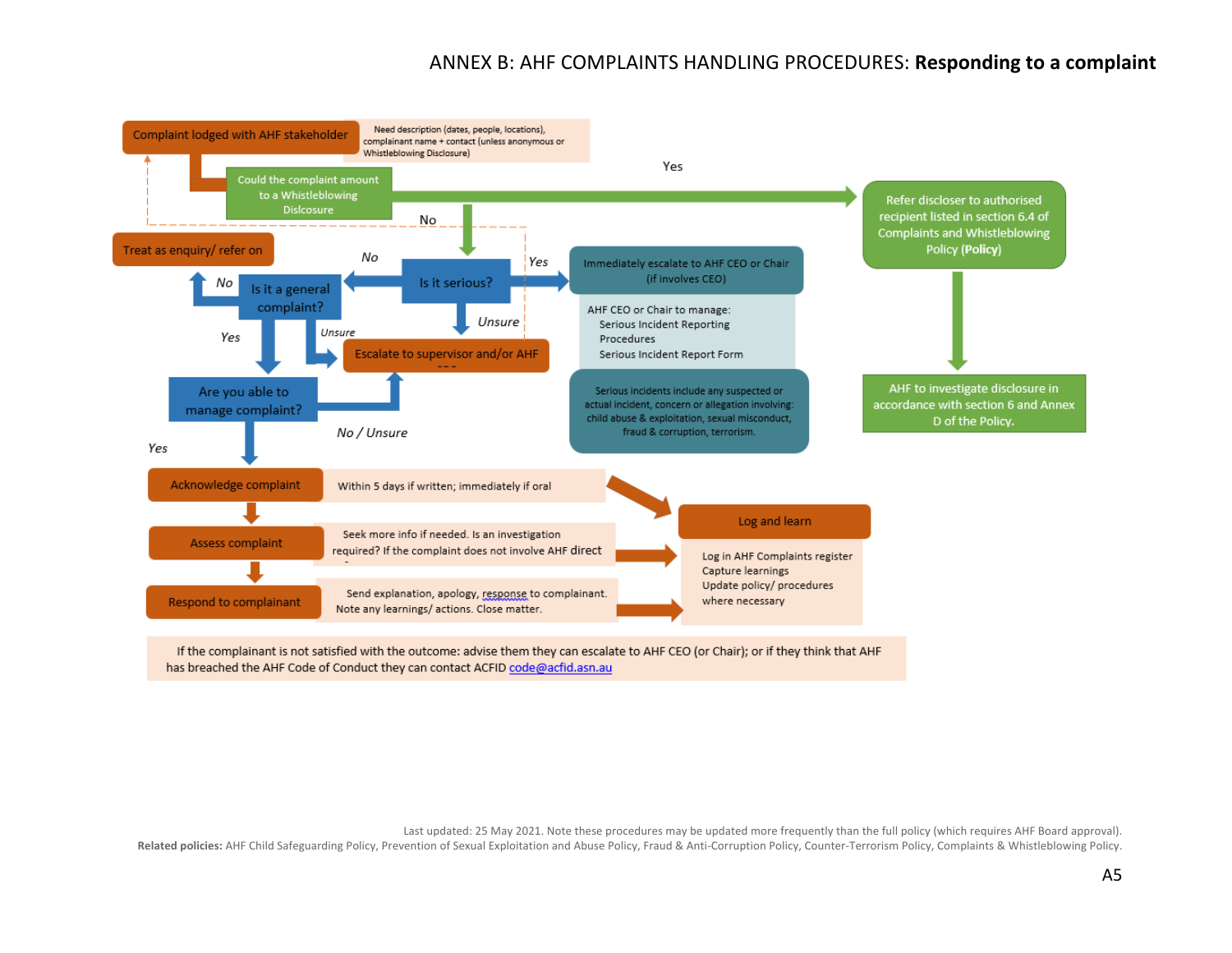# ANNEX B: AHF COMPLAINTS HANDLING PROCEDURES: **Responding to a complaint**

**Complaint lodged with AHF stakeholder**

Need description (dates, people, locations), complainant name + contact (unless anonymous or Whistleblowing Disclosure)

**Could the complaint amount to a Whistleblowing Dislcosure**

- Yes → **Refer discloser to authorised recipient listed in section 6.4 of Complaints and Whistleblowing Policy (Policy)** → **AHF to investigate disclosure in accordance with section 6 and Annex D of the Policy.**
- No → **Is it serious?**

**Is it serious?**

- Yes → **Immediately escalate to AHF CEO or Chair (if involves CEO)**
  - AHF CEO or Chair to manage:
    - Serious Incident Reporting Procedures
    - Serious Incident Report Form
  - Serious incidents include any suspected or actual incident, concern or allegation involving: child abuse & exploitation, sexual misconduct, fraud & corruption, terrorism.
- Unsure → **Escalate to supervisor and/or AHF**
- No → **Is it a general complaint?**

**Is it a general complaint?**

- No → **Treat as enquiry/ refer on**
- Unsure → **Escalate to supervisor and/or AHF**
- Yes → **Are you able to manage complaint?**

**Are you able to manage complaint?**

- No / Unsure → **Escalate to supervisor and/or AHF**
- Yes → **Acknowledge complaint**

**Acknowledge complaint** – Within 5 days if written; immediately if oral

**Assess complaint** – Seek more info if needed. Is an investigation required? If the complaint does not involve AHF direct

**Respond to complainant** – Send explanation, apology, response to complainant. Note any learnings/ actions. Close matter.

**Log and learn**

- Log in AHF Complaints register
- Capture learnings
- Update policy/ procedures where necessary

If the complainant is not satisfied with the outcome: advise them they can escalate to AHF CEO (or Chair); or if they think that AHF has breached the AHF Code of Conduct they can contact ACFID code@acfid.asn.au

Last updated: 25 May 2021. Note these procedures may be updated more frequently than the full policy (which requires AHF Board approval).

**Related policies:** AHF Child Safeguarding Policy, Prevention of Sexual Exploitation and Abuse Policy, Fraud & Anti-Corruption Policy, Counter-Terrorism Policy, Complaints & Whistleblowing Policy.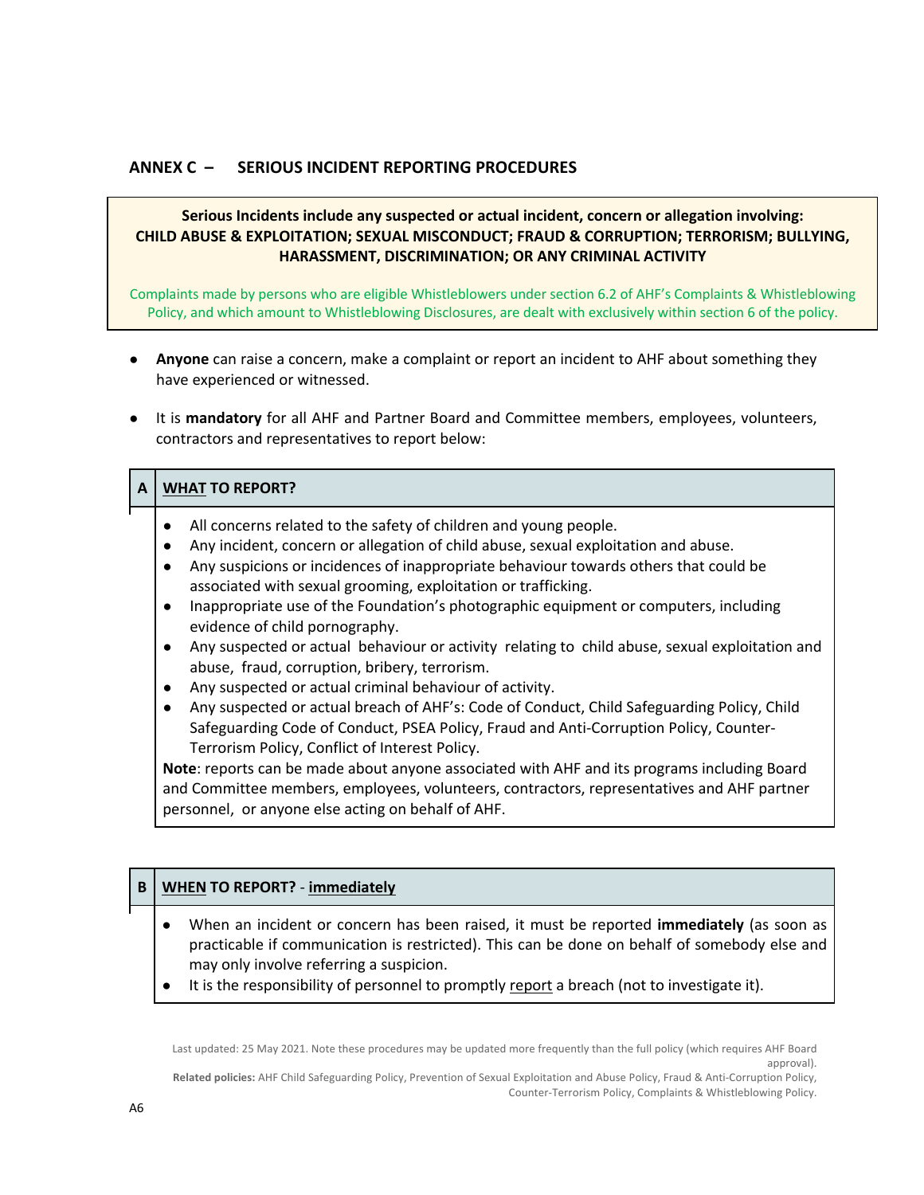## ANNEX C – SERIOUS INCIDENT REPORTING PROCEDURES

**Serious Incidents include any suspected or actual incident, concern or allegation involving: CHILD ABUSE & EXPLOITATION; SEXUAL MISCONDUCT; FRAUD & CORRUPTION; TERRORISM; BULLYING, HARASSMENT, DISCRIMINATION; OR ANY CRIMINAL ACTIVITY**

Complaints made by persons who are eligible Whistleblowers under section 6.2 of AHF's Complaints & Whistleblowing Policy, and which amount to Whistleblowing Disclosures, are dealt with exclusively within section 6 of the policy.

- **Anyone** can raise a concern, make a complaint or report an incident to AHF about something they have experienced or witnessed.
- It is **mandatory** for all AHF and Partner Board and Committee members, employees, volunteers, contractors and representatives to report below:

### A WHAT TO REPORT?

- All concerns related to the safety of children and young people.
- Any incident, concern or allegation of child abuse, sexual exploitation and abuse.
- Any suspicions or incidences of inappropriate behaviour towards others that could be associated with sexual grooming, exploitation or trafficking.
- Inappropriate use of the Foundation's photographic equipment or computers, including evidence of child pornography.
- Any suspected or actual behaviour or activity relating to child abuse, sexual exploitation and abuse, fraud, corruption, bribery, terrorism.
- Any suspected or actual criminal behaviour of activity.
- Any suspected or actual breach of AHF's: Code of Conduct, Child Safeguarding Policy, Child Safeguarding Code of Conduct, PSEA Policy, Fraud and Anti-Corruption Policy, Counter-Terrorism Policy, Conflict of Interest Policy.

**Note**: reports can be made about anyone associated with AHF and its programs including Board and Committee members, employees, volunteers, contractors, representatives and AHF partner personnel, or anyone else acting on behalf of AHF.

### B WHEN TO REPORT? - immediately

- When an incident or concern has been raised, it must be reported **immediately** (as soon as practicable if communication is restricted). This can be done on behalf of somebody else and may only involve referring a suspicion.
- It is the responsibility of personnel to promptly report a breach (not to investigate it).

Last updated: 25 May 2021. Note these procedures may be updated more frequently than the full policy (which requires AHF Board approval).

**Related policies:** AHF Child Safeguarding Policy, Prevention of Sexual Exploitation and Abuse Policy, Fraud & Anti-Corruption Policy, Counter-Terrorism Policy, Complaints & Whistleblowing Policy.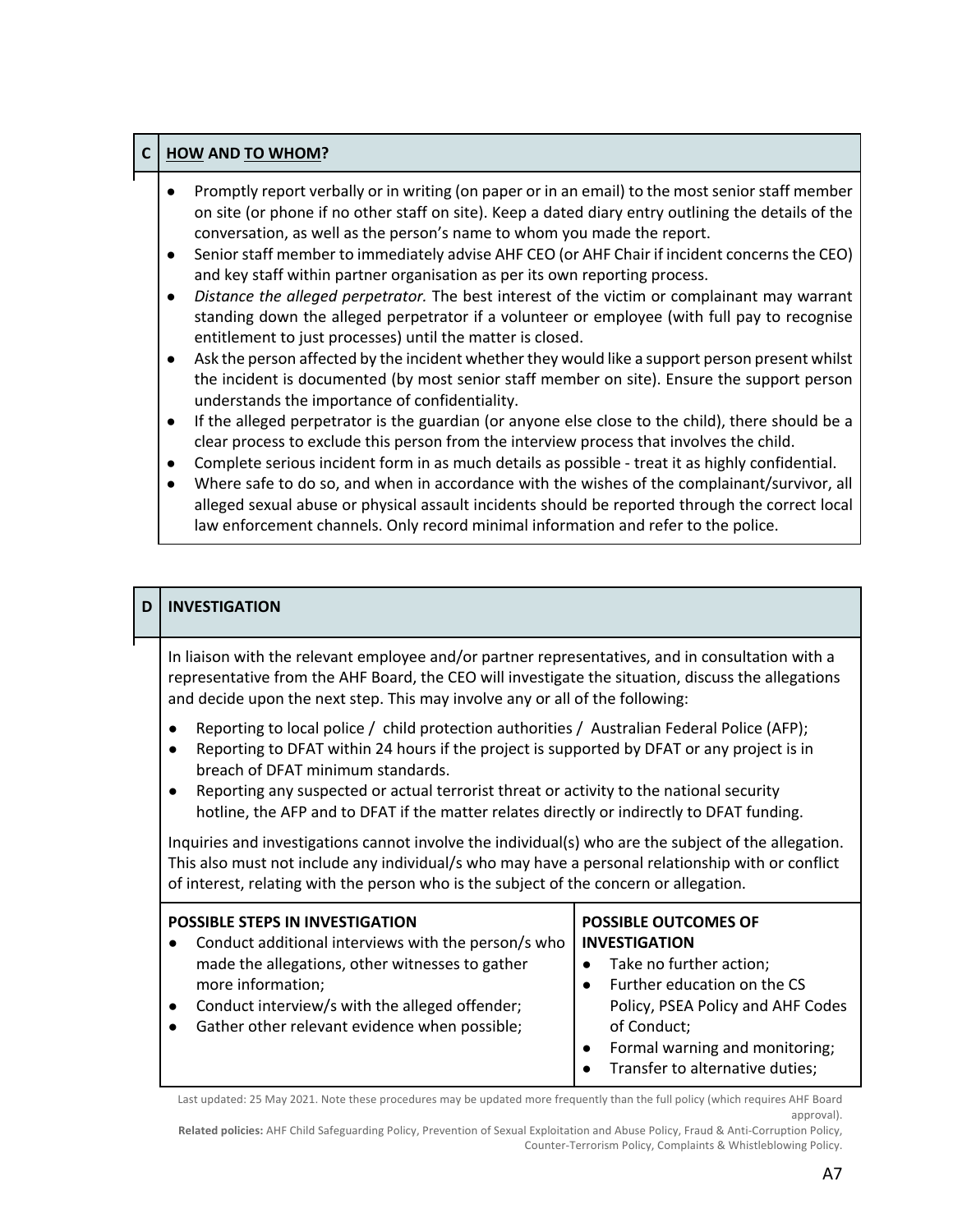## C HOW AND TO WHOM?

- Promptly report verbally or in writing (on paper or in an email) to the most senior staff member on site (or phone if no other staff on site). Keep a dated diary entry outlining the details of the conversation, as well as the person's name to whom you made the report.
- Senior staff member to immediately advise AHF CEO (or AHF Chair if incident concerns the CEO) and key staff within partner organisation as per its own reporting process.
- *Distance the alleged perpetrator.* The best interest of the victim or complainant may warrant standing down the alleged perpetrator if a volunteer or employee (with full pay to recognise entitlement to just processes) until the matter is closed.
- Ask the person affected by the incident whether they would like a support person present whilst the incident is documented (by most senior staff member on site). Ensure the support person understands the importance of confidentiality.
- If the alleged perpetrator is the guardian (or anyone else close to the child), there should be a clear process to exclude this person from the interview process that involves the child.
- Complete serious incident form in as much details as possible - treat it as highly confidential.
- Where safe to do so, and when in accordance with the wishes of the complainant/survivor, all alleged sexual abuse or physical assault incidents should be reported through the correct local law enforcement channels. Only record minimal information and refer to the police.

## D INVESTIGATION

In liaison with the relevant employee and/or partner representatives, and in consultation with a representative from the AHF Board, the CEO will investigate the situation, discuss the allegations and decide upon the next step. This may involve any or all of the following:

- Reporting to local police / child protection authorities / Australian Federal Police (AFP);
- Reporting to DFAT within 24 hours if the project is supported by DFAT or any project is in breach of DFAT minimum standards.
- Reporting any suspected or actual terrorist threat or activity to the national security hotline, the AFP and to DFAT if the matter relates directly or indirectly to DFAT funding.

Inquiries and investigations cannot involve the individual(s) who are the subject of the allegation. This also must not include any individual/s who may have a personal relationship with or conflict of interest, relating with the person who is the subject of the concern or allegation.

| POSSIBLE STEPS IN INVESTIGATION | POSSIBLE OUTCOMES OF INVESTIGATION |
|---|---|
| • Conduct additional interviews with the person/s who made the allegations, other witnesses to gather more information;<br>• Conduct interview/s with the alleged offender;<br>• Gather other relevant evidence when possible; | • Take no further action;<br>• Further education on the CS Policy, PSEA Policy and AHF Codes of Conduct;<br>• Formal warning and monitoring;<br>• Transfer to alternative duties; |

Last updated: 25 May 2021. Note these procedures may be updated more frequently than the full policy (which requires AHF Board approval).

**Related policies:** AHF Child Safeguarding Policy, Prevention of Sexual Exploitation and Abuse Policy, Fraud & Anti-Corruption Policy, Counter-Terrorism Policy, Complaints & Whistleblowing Policy.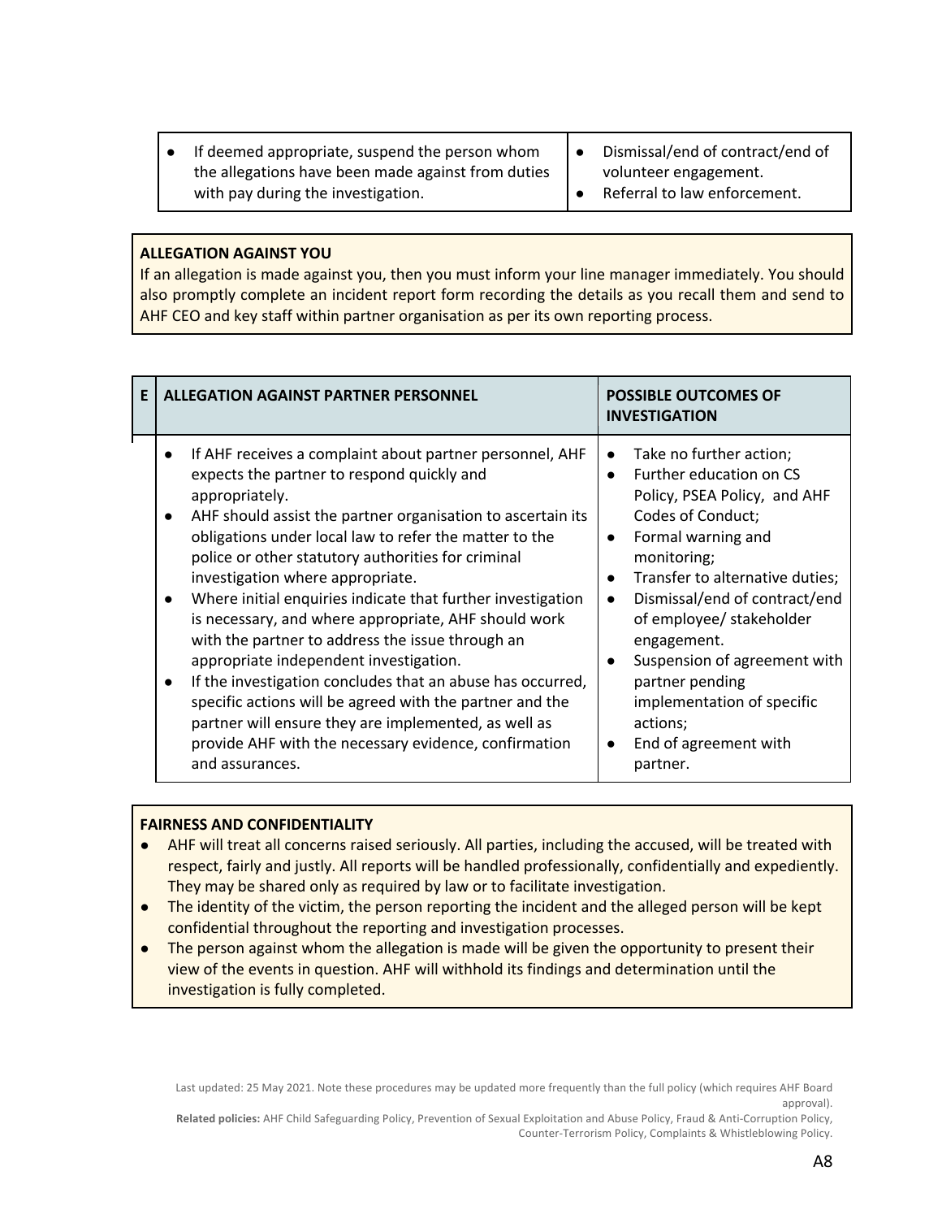| | |
|---|---|
| • If deemed appropriate, suspend the person whom the allegations have been made against from duties with pay during the investigation. | • Dismissal/end of contract/end of volunteer engagement.<br>• Referral to law enforcement. |

**ALLEGATION AGAINST YOU**

If an allegation is made against you, then you must inform your line manager immediately. You should also promptly complete an incident report form recording the details as you recall them and send to AHF CEO and key staff within partner organisation as per its own reporting process.

| E | ALLEGATION AGAINST PARTNER PERSONNEL | POSSIBLE OUTCOMES OF INVESTIGATION |
|---|---|---|
| | • If AHF receives a complaint about partner personnel, AHF expects the partner to respond quickly and appropriately.<br>• AHF should assist the partner organisation to ascertain its obligations under local law to refer the matter to the police or other statutory authorities for criminal investigation where appropriate.<br>• Where initial enquiries indicate that further investigation is necessary, and where appropriate, AHF should work with the partner to address the issue through an appropriate independent investigation.<br>• If the investigation concludes that an abuse has occurred, specific actions will be agreed with the partner and the partner will ensure they are implemented, as well as provide AHF with the necessary evidence, confirmation and assurances. | • Take no further action;<br>• Further education on CS Policy, PSEA Policy, and AHF Codes of Conduct;<br>• Formal warning and monitoring;<br>• Transfer to alternative duties;<br>• Dismissal/end of contract/end of employee/ stakeholder engagement.<br>• Suspension of agreement with partner pending implementation of specific actions;<br>• End of agreement with partner. |

**FAIRNESS AND CONFIDENTIALITY**

- AHF will treat all concerns raised seriously. All parties, including the accused, will be treated with respect, fairly and justly. All reports will be handled professionally, confidentially and expediently. They may be shared only as required by law or to facilitate investigation.
- The identity of the victim, the person reporting the incident and the alleged person will be kept confidential throughout the reporting and investigation processes.
- The person against whom the allegation is made will be given the opportunity to present their view of the events in question. AHF will withhold its findings and determination until the investigation is fully completed.

Last updated: 25 May 2021. Note these procedures may be updated more frequently than the full policy (which requires AHF Board approval).

**Related policies:** AHF Child Safeguarding Policy, Prevention of Sexual Exploitation and Abuse Policy, Fraud & Anti-Corruption Policy, Counter-Terrorism Policy, Complaints & Whistleblowing Policy.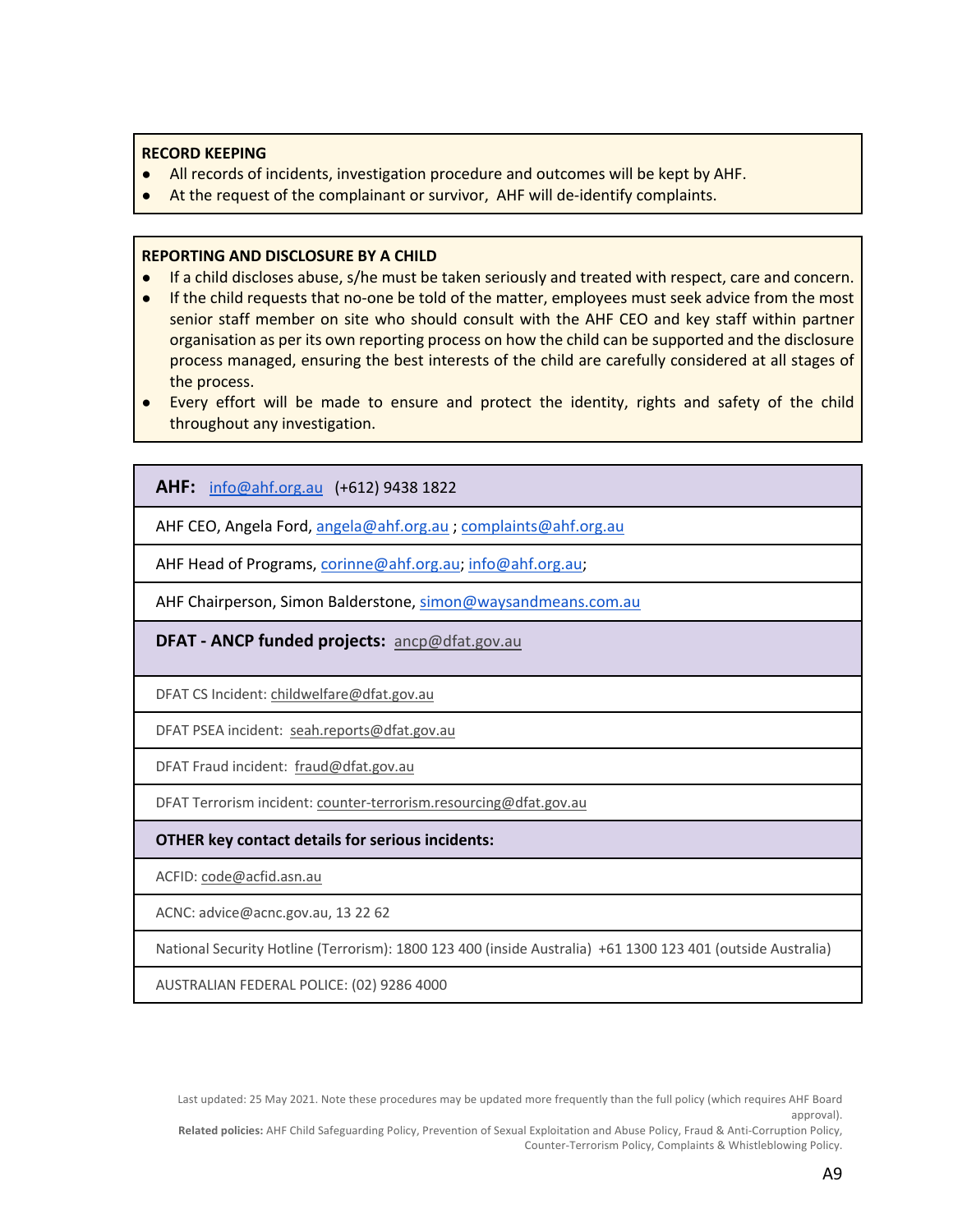**RECORD KEEPING**

- All records of incidents, investigation procedure and outcomes will be kept by AHF.
- At the request of the complainant or survivor, AHF will de-identify complaints.

**REPORTING AND DISCLOSURE BY A CHILD**

- If a child discloses abuse, s/he must be taken seriously and treated with respect, care and concern.
- If the child requests that no-one be told of the matter, employees must seek advice from the most senior staff member on site who should consult with the AHF CEO and key staff within partner organisation as per its own reporting process on how the child can be supported and the disclosure process managed, ensuring the best interests of the child are carefully considered at all stages of the process.
- Every effort will be made to ensure and protect the identity, rights and safety of the child throughout any investigation.

| **AHF:** info@ahf.org.au (+612) 9438 1822 |
|---|
| AHF CEO, Angela Ford, angela@ahf.org.au ; complaints@ahf.org.au |
| AHF Head of Programs, corinne@ahf.org.au; info@ahf.org.au; |
| AHF Chairperson, Simon Balderstone, simon@waysandmeans.com.au |
| **DFAT - ANCP funded projects:** ancp@dfat.gov.au |
| DFAT CS Incident: childwelfare@dfat.gov.au |
| DFAT PSEA incident: seah.reports@dfat.gov.au |
| DFAT Fraud incident: fraud@dfat.gov.au |
| DFAT Terrorism incident: counter-terrorism.resourcing@dfat.gov.au |
| **OTHER key contact details for serious incidents:** |
| ACFID: code@acfid.asn.au |
| ACNC: advice@acnc.gov.au, 13 22 62 |
| National Security Hotline (Terrorism): 1800 123 400 (inside Australia) +61 1300 123 401 (outside Australia) |
| AUSTRALIAN FEDERAL POLICE: (02) 9286 4000 |

Last updated: 25 May 2021. Note these procedures may be updated more frequently than the full policy (which requires AHF Board approval).

**Related policies:** AHF Child Safeguarding Policy, Prevention of Sexual Exploitation and Abuse Policy, Fraud & Anti-Corruption Policy, Counter-Terrorism Policy, Complaints & Whistleblowing Policy.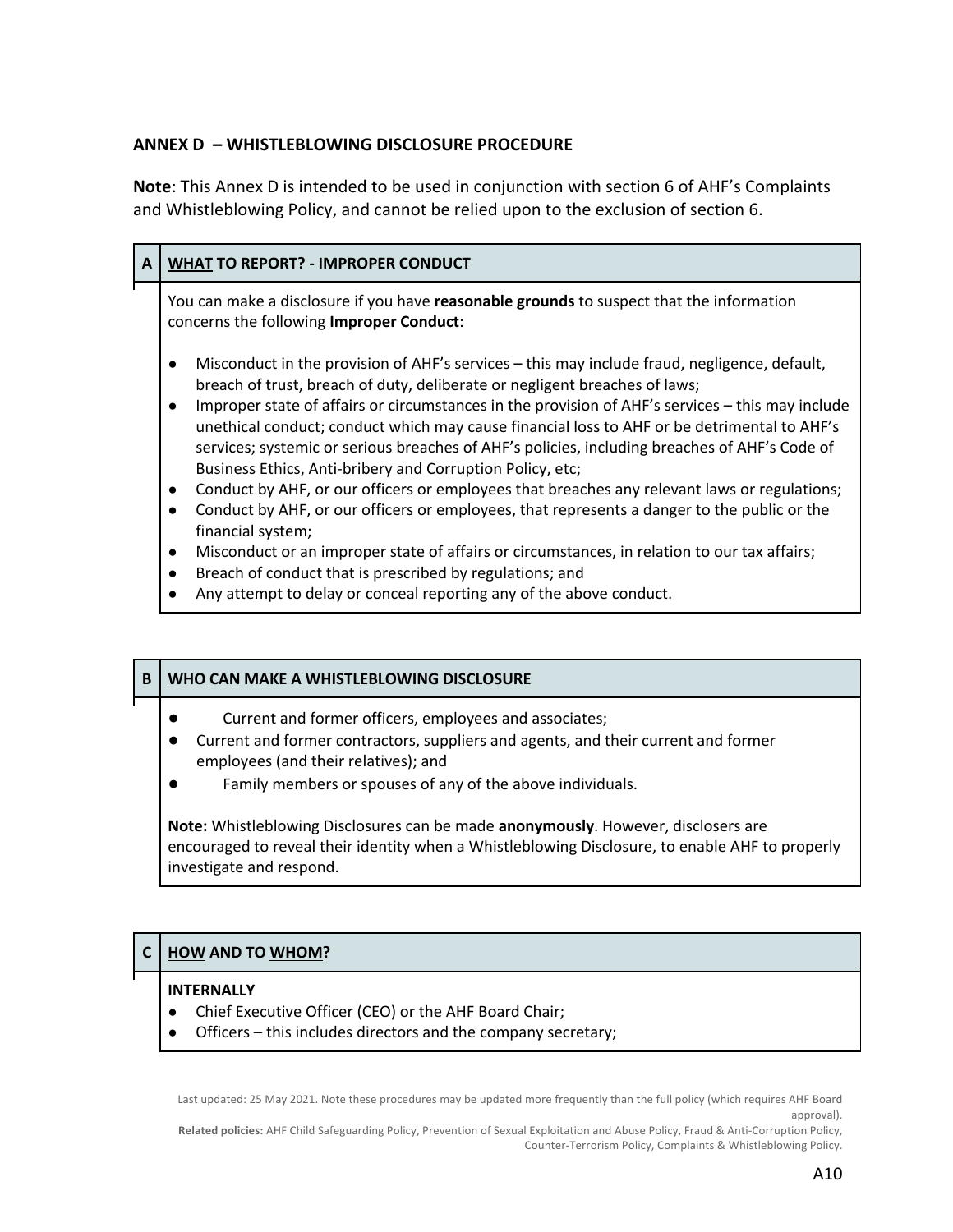## ANNEX D – WHISTLEBLOWING DISCLOSURE PROCEDURE

**Note**: This Annex D is intended to be used in conjunction with section 6 of AHF's Complaints and Whistleblowing Policy, and cannot be relied upon to the exclusion of section 6.

### A WHAT TO REPORT? - IMPROPER CONDUCT

You can make a disclosure if you have **reasonable grounds** to suspect that the information concerns the following **Improper Conduct**:

- Misconduct in the provision of AHF's services – this may include fraud, negligence, default, breach of trust, breach of duty, deliberate or negligent breaches of laws;
- Improper state of affairs or circumstances in the provision of AHF's services – this may include unethical conduct; conduct which may cause financial loss to AHF or be detrimental to AHF's services; systemic or serious breaches of AHF's policies, including breaches of AHF's Code of Business Ethics, Anti-bribery and Corruption Policy, etc;
- Conduct by AHF, or our officers or employees that breaches any relevant laws or regulations;
- Conduct by AHF, or our officers or employees, that represents a danger to the public or the financial system;
- Misconduct or an improper state of affairs or circumstances, in relation to our tax affairs;
- Breach of conduct that is prescribed by regulations; and
- Any attempt to delay or conceal reporting any of the above conduct.

### B WHO CAN MAKE A WHISTLEBLOWING DISCLOSURE

- Current and former officers, employees and associates;
- Current and former contractors, suppliers and agents, and their current and former employees (and their relatives); and
- Family members or spouses of any of the above individuals.

**Note:** Whistleblowing Disclosures can be made **anonymously**. However, disclosers are encouraged to reveal their identity when a Whistleblowing Disclosure, to enable AHF to properly investigate and respond.

### C HOW AND TO WHOM?

**INTERNALLY**

- Chief Executive Officer (CEO) or the AHF Board Chair;
- Officers – this includes directors and the company secretary;

Last updated: 25 May 2021. Note these procedures may be updated more frequently than the full policy (which requires AHF Board approval).

**Related policies:** AHF Child Safeguarding Policy, Prevention of Sexual Exploitation and Abuse Policy, Fraud & Anti-Corruption Policy, Counter-Terrorism Policy, Complaints & Whistleblowing Policy.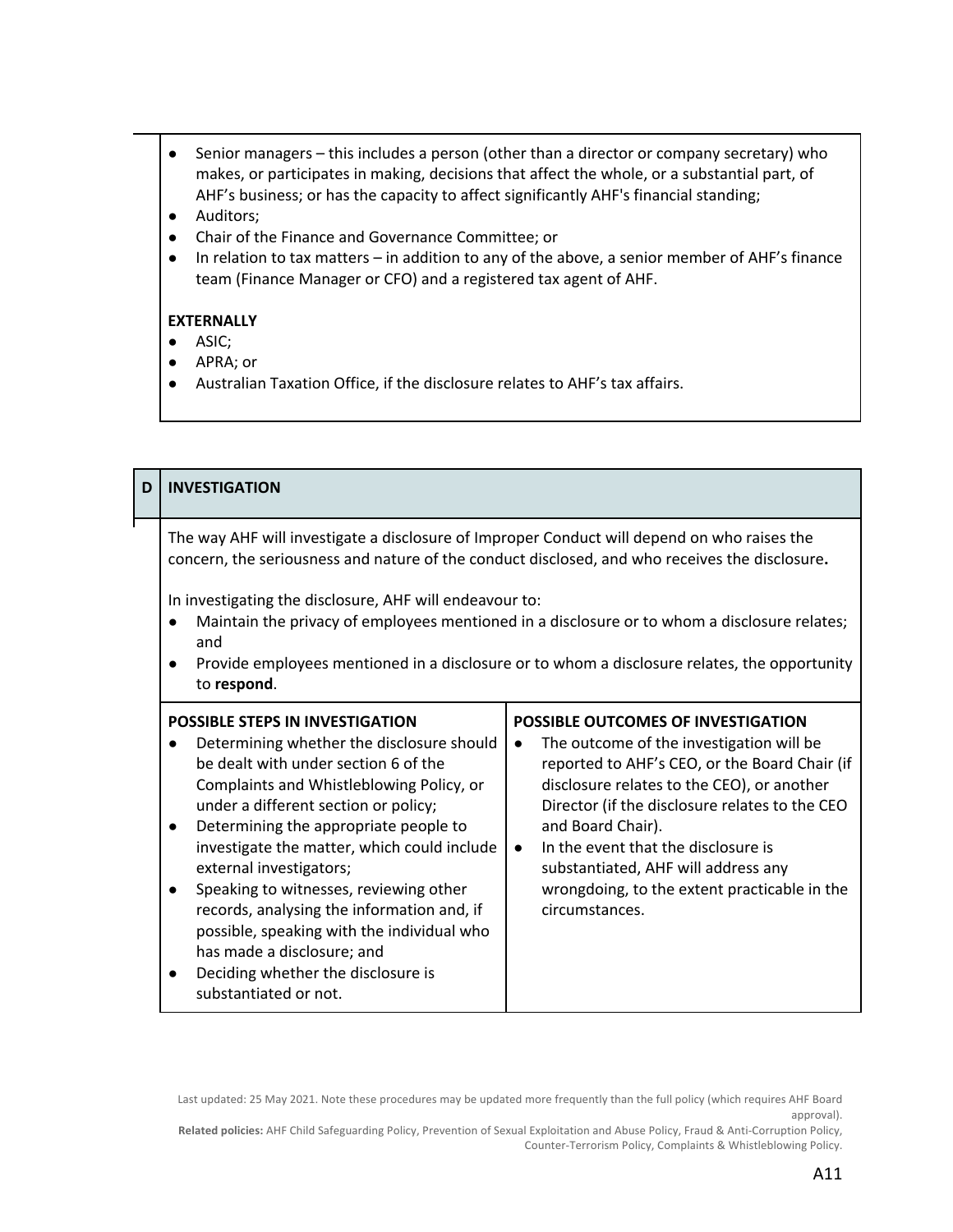- Senior managers – this includes a person (other than a director or company secretary) who makes, or participates in making, decisions that affect the whole, or a substantial part, of AHF's business; or has the capacity to affect significantly AHF's financial standing;
- Auditors;
- Chair of the Finance and Governance Committee; or
- In relation to tax matters – in addition to any of the above, a senior member of AHF's finance team (Finance Manager or CFO) and a registered tax agent of AHF.

**EXTERNALLY**

- ASIC;
- APRA; or
- Australian Taxation Office, if the disclosure relates to AHF's tax affairs.

## D INVESTIGATION

The way AHF will investigate a disclosure of Improper Conduct will depend on who raises the concern, the seriousness and nature of the conduct disclosed, and who receives the disclosure**.**

In investigating the disclosure, AHF will endeavour to:

- Maintain the privacy of employees mentioned in a disclosure or to whom a disclosure relates; and
- Provide employees mentioned in a disclosure or to whom a disclosure relates, the opportunity to **respond**.

| POSSIBLE STEPS IN INVESTIGATION | POSSIBLE OUTCOMES OF INVESTIGATION |
|---|---|
| ● Determining whether the disclosure should be dealt with under section 6 of the Complaints and Whistleblowing Policy, or under a different section or policy;<br>● Determining the appropriate people to investigate the matter, which could include external investigators;<br>● Speaking to witnesses, reviewing other records, analysing the information and, if possible, speaking with the individual who has made a disclosure; and<br>● Deciding whether the disclosure is substantiated or not. | ● The outcome of the investigation will be reported to AHF's CEO, or the Board Chair (if disclosure relates to the CEO), or another Director (if the disclosure relates to the CEO and Board Chair).<br>● In the event that the disclosure is substantiated, AHF will address any wrongdoing, to the extent practicable in the circumstances. |

Last updated: 25 May 2021. Note these procedures may be updated more frequently than the full policy (which requires AHF Board approval).

**Related policies:** AHF Child Safeguarding Policy, Prevention of Sexual Exploitation and Abuse Policy, Fraud & Anti-Corruption Policy, Counter-Terrorism Policy, Complaints & Whistleblowing Policy.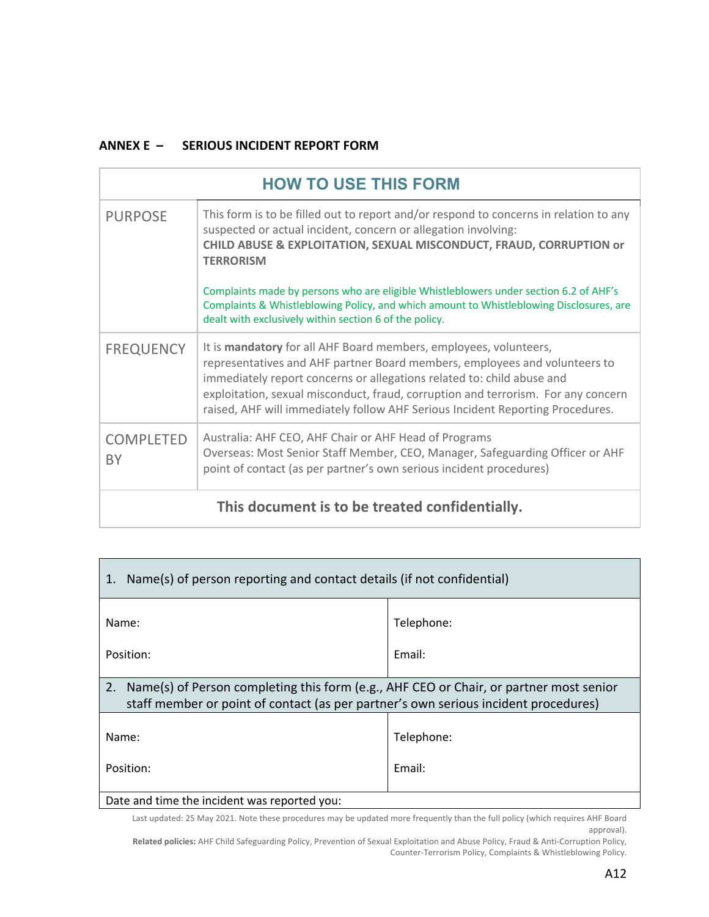## ANNEX E – SERIOUS INCIDENT REPORT FORM

| HOW TO USE THIS FORM | |
|---|---|
| PURPOSE | This form is to be filled out to report and/or respond to concerns in relation to any suspected or actual incident, concern or allegation involving: **CHILD ABUSE & EXPLOITATION, SEXUAL MISCONDUCT, FRAUD, CORRUPTION or TERRORISM**<br><br>Complaints made by persons who are eligible Whistleblowers under section 6.2 of AHF's Complaints & Whistleblowing Policy, and which amount to Whistleblowing Disclosures, are dealt with exclusively within section 6 of the policy. |
| FREQUENCY | It is **mandatory** for all AHF Board members, employees, volunteers, representatives and AHF partner Board members, employees and volunteers to immediately report concerns or allegations related to: child abuse and exploitation, sexual misconduct, fraud, corruption and terrorism. For any concern raised, AHF will immediately follow AHF Serious Incident Reporting Procedures. |
| COMPLETED BY | Australia: AHF CEO, AHF Chair or AHF Head of Programs<br>Overseas: Most Senior Staff Member, CEO, Manager, Safeguarding Officer or AHF point of contact (as per partner's own serious incident procedures) |
| **This document is to be treated confidentially.** | |

| 1. Name(s) of person reporting and contact details (if not confidential) | |
|---|---|
| Name: | Telephone: |
| Position: | Email: |
| **2. Name(s) of Person completing this form (e.g., AHF CEO or Chair, or partner most senior staff member or point of contact (as per partner's own serious incident procedures)** | |
| Name: | Telephone: |
| Position: | Email: |
| Date and time the incident was reported you: | |

Last updated: 25 May 2021. Note these procedures may be updated more frequently than the full policy (which requires AHF Board approval).

**Related policies:** AHF Child Safeguarding Policy, Prevention of Sexual Exploitation and Abuse Policy, Fraud & Anti-Corruption Policy, Counter-Terrorism Policy, Complaints & Whistleblowing Policy.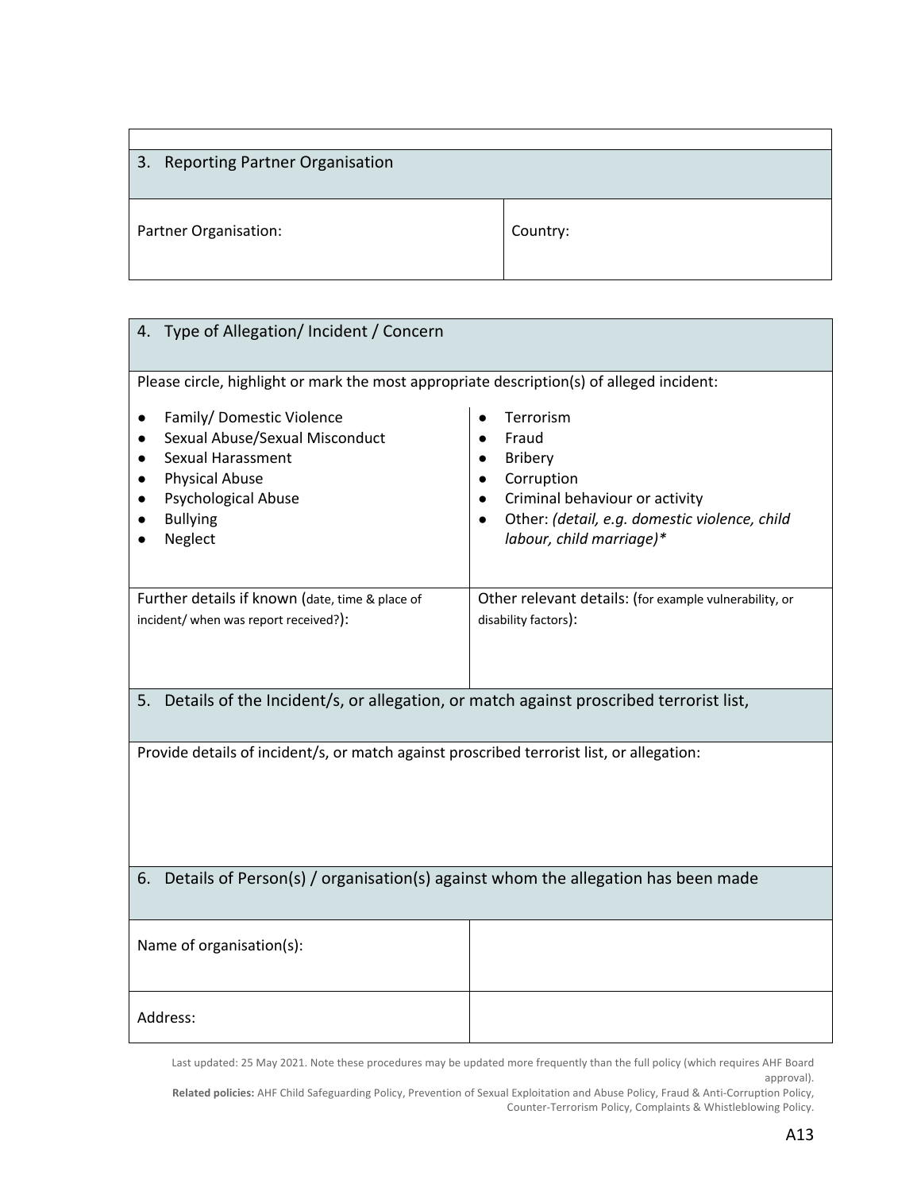| 3. Reporting Partner Organisation | |
|---|---|
| Partner Organisation: | Country: |

| 4. Type of Allegation/ Incident / Concern | |
|---|---|
| Please circle, highlight or mark the most appropriate description(s) of alleged incident: | |
| ● Family/ Domestic Violence<br>● Sexual Abuse/Sexual Misconduct<br>● Sexual Harassment<br>● Physical Abuse<br>● Psychological Abuse<br>● Bullying<br>● Neglect | ● Terrorism<br>● Fraud<br>● Bribery<br>● Corruption<br>● Criminal behaviour or activity<br>● Other: *(detail, e.g. domestic violence, child labour, child marriage)** |
| Further details if known (date, time & place of incident/ when was report received?): | Other relevant details: (for example vulnerability, or disability factors): |
| **5. Details of the Incident/s, or allegation, or match against proscribed terrorist list,** | |
| Provide details of incident/s, or match against proscribed terrorist list, or allegation: | |
| **6. Details of Person(s) / organisation(s) against whom the allegation has been made** | |
| Name of organisation(s): | |
| Address: | |

Last updated: 25 May 2021. Note these procedures may be updated more frequently than the full policy (which requires AHF Board approval).

**Related policies:** AHF Child Safeguarding Policy, Prevention of Sexual Exploitation and Abuse Policy, Fraud & Anti-Corruption Policy, Counter-Terrorism Policy, Complaints & Whistleblowing Policy.

A13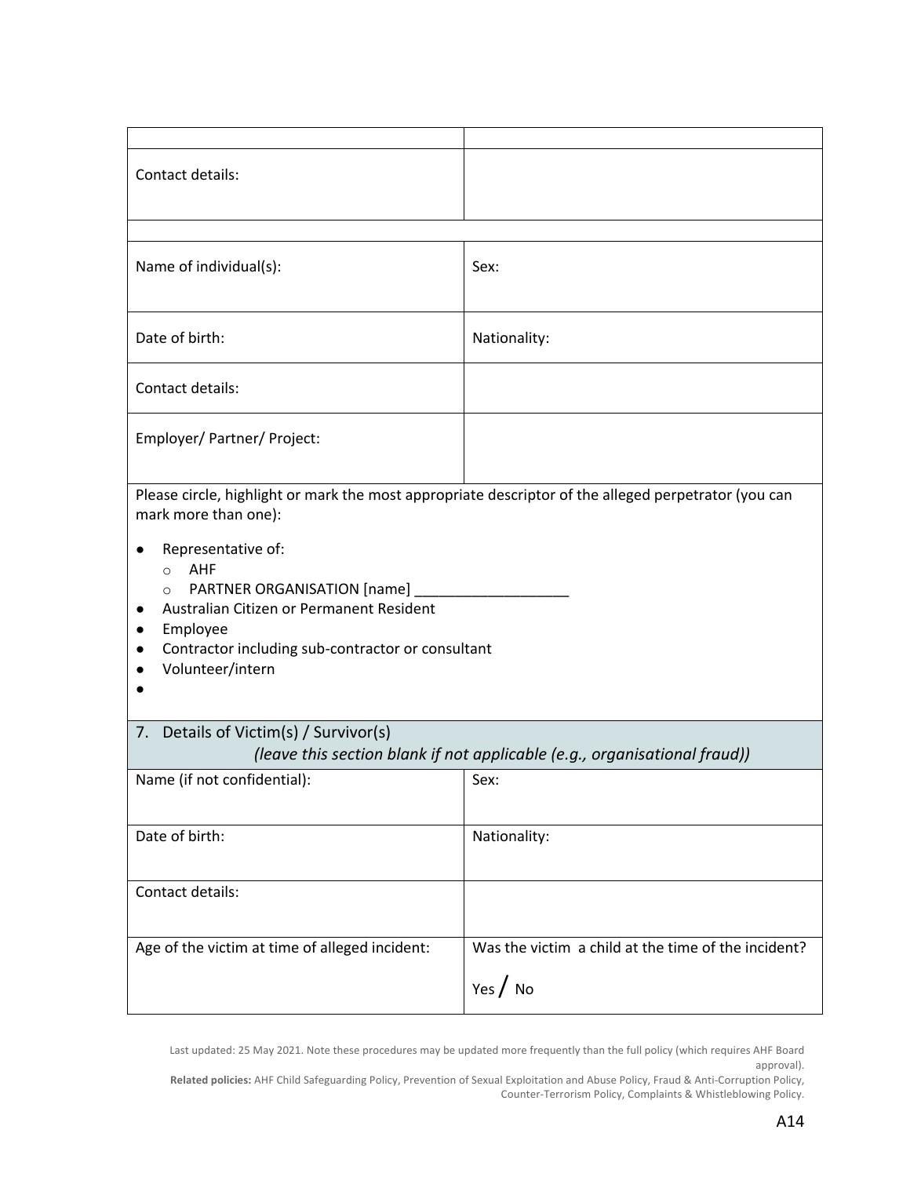| | |
|---|---|
| Contact details: | |
| | |
| Name of individual(s): | Sex: |
| Date of birth: | Nationality: |
| Contact details: | |
| Employer/ Partner/ Project: | |

Please circle, highlight or mark the most appropriate descriptor of the alleged perpetrator (you can mark more than one):

- Representative of:
  - AHF
  - PARTNER ORGANISATION [name] ___________________
- Australian Citizen or Permanent Resident
- Employee
- Contractor including sub-contractor or consultant
- Volunteer/intern
-

## 7. Details of Victim(s) / Survivor(s)

*(leave this section blank if not applicable (e.g., organisational fraud))*

| | |
|---|---|
| Name (if not confidential): | Sex: |
| Date of birth: | Nationality: |
| Contact details: | |
| Age of the victim at time of alleged incident: | Was the victim a child at the time of the incident?<br><br>Yes / No |

Last updated: 25 May 2021. Note these procedures may be updated more frequently than the full policy (which requires AHF Board approval).

**Related policies:** AHF Child Safeguarding Policy, Prevention of Sexual Exploitation and Abuse Policy, Fraud & Anti-Corruption Policy, Counter-Terrorism Policy, Complaints & Whistleblowing Policy.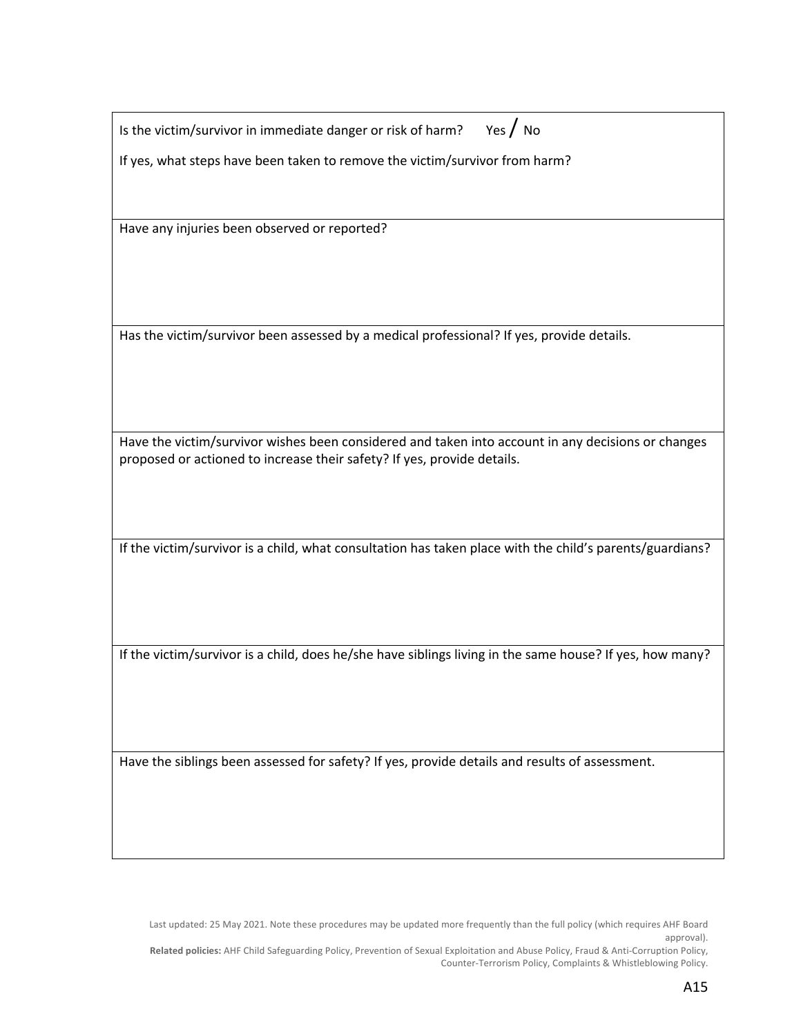| Is the victim/survivor in immediate danger or risk of harm? Yes / No<br><br>If yes, what steps have been taken to remove the victim/survivor from harm? |
| --- |
| Have any injuries been observed or reported? |
| Has the victim/survivor been assessed by a medical professional? If yes, provide details. |
| Have the victim/survivor wishes been considered and taken into account in any decisions or changes proposed or actioned to increase their safety? If yes, provide details. |
| If the victim/survivor is a child, what consultation has taken place with the child's parents/guardians? |
| If the victim/survivor is a child, does he/she have siblings living in the same house? If yes, how many? |
| Have the siblings been assessed for safety? If yes, provide details and results of assessment. |

Last updated: 25 May 2021. Note these procedures may be updated more frequently than the full policy (which requires AHF Board approval).

**Related policies:** AHF Child Safeguarding Policy, Prevention of Sexual Exploitation and Abuse Policy, Fraud & Anti-Corruption Policy, Counter-Terrorism Policy, Complaints & Whistleblowing Policy.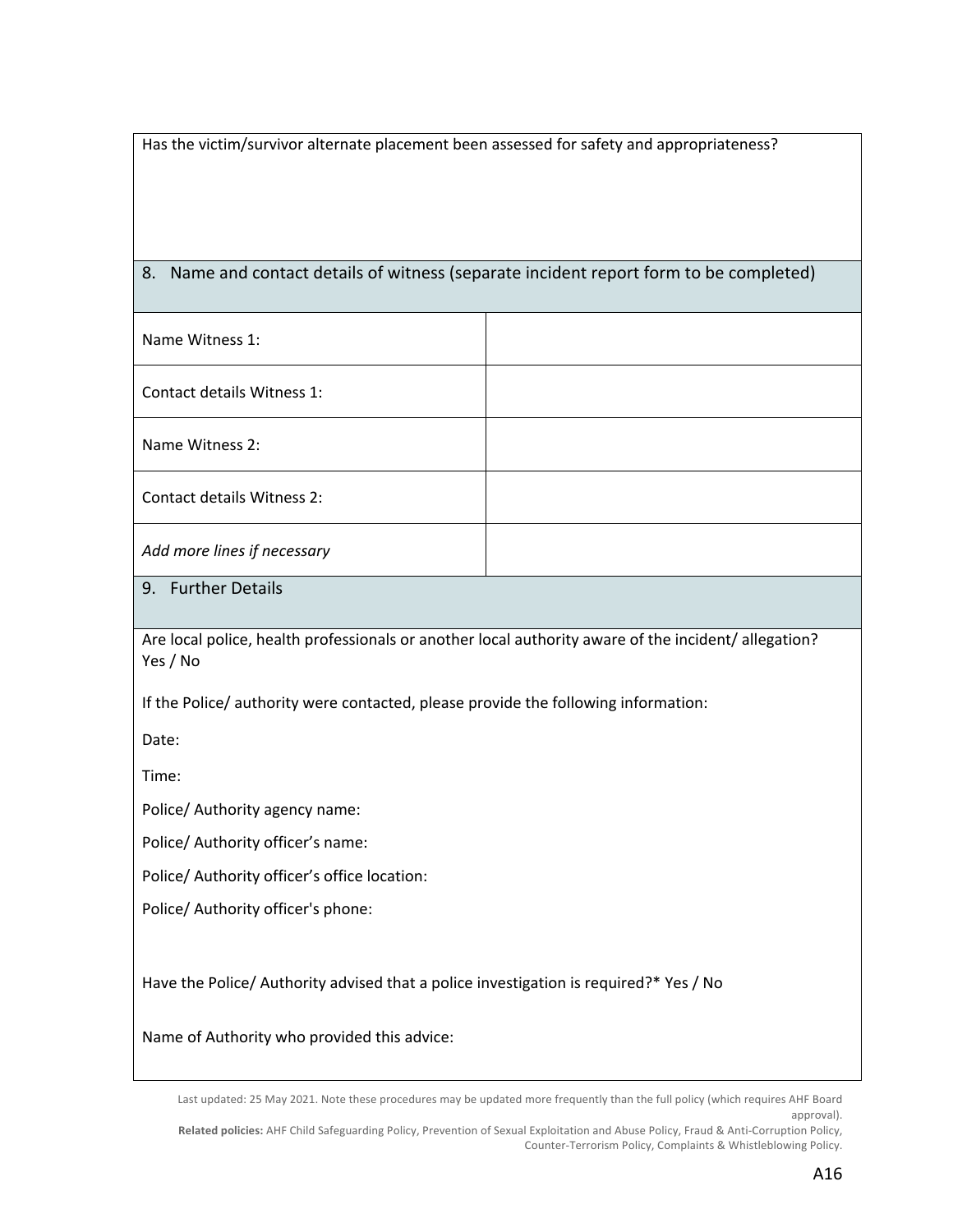Has the victim/survivor alternate placement been assessed for safety and appropriateness?

## 8. Name and contact details of witness (separate incident report form to be completed)

| | |
|---|---|
| Name Witness 1: | |
| Contact details Witness 1: | |
| Name Witness 2: | |
| Contact details Witness 2: | |
| *Add more lines if necessary* | |

## 9. Further Details

Are local police, health professionals or another local authority aware of the incident/ allegation? Yes / No

If the Police/ authority were contacted, please provide the following information:

Date:

Time:

Police/ Authority agency name:

Police/ Authority officer's name:

Police/ Authority officer's office location:

Police/ Authority officer's phone:

Have the Police/ Authority advised that a police investigation is required?* Yes / No

Name of Authority who provided this advice:

Last updated: 25 May 2021. Note these procedures may be updated more frequently than the full policy (which requires AHF Board approval).
**Related policies:** AHF Child Safeguarding Policy, Prevention of Sexual Exploitation and Abuse Policy, Fraud & Anti-Corruption Policy, Counter-Terrorism Policy, Complaints & Whistleblowing Policy.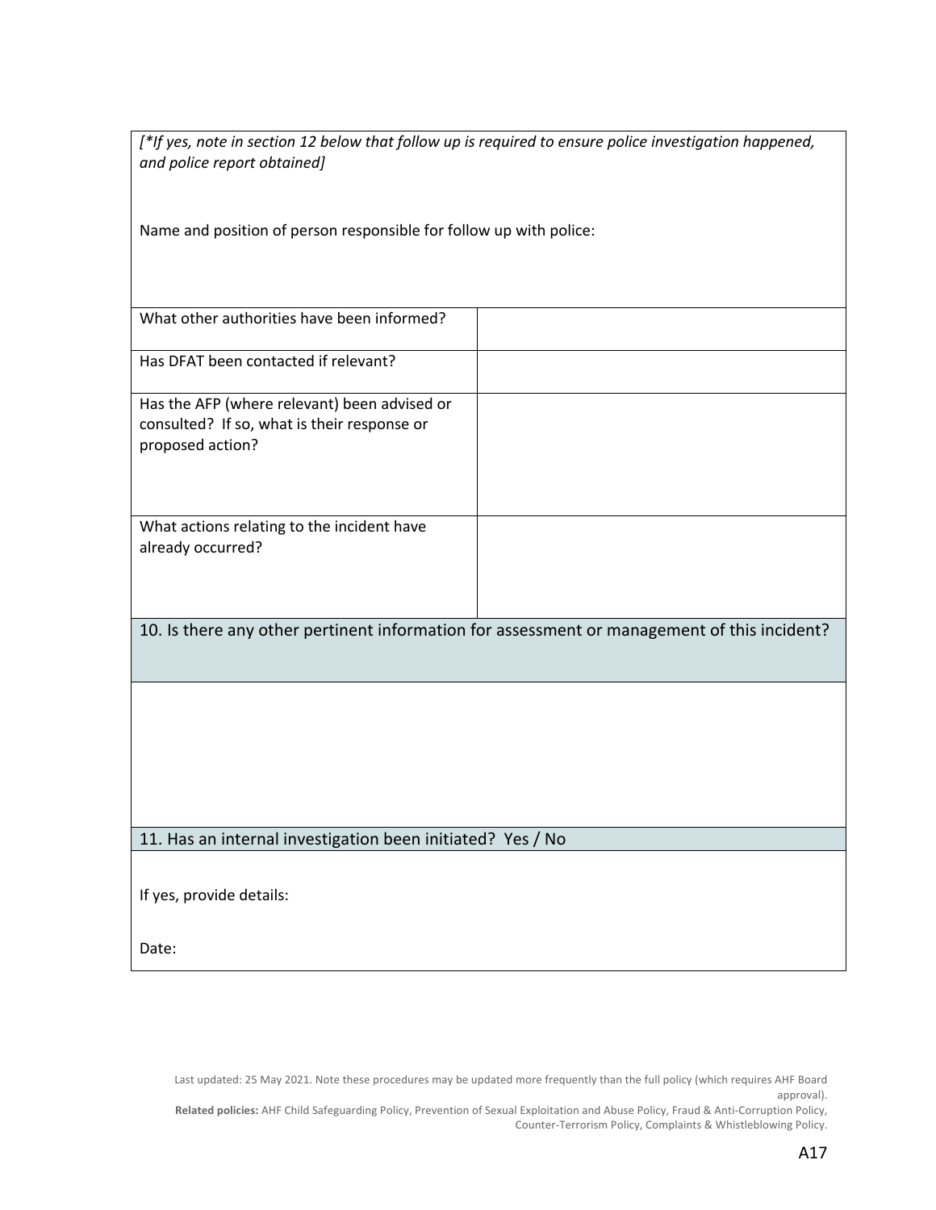*[*If yes, note in section 12 below that follow up is required to ensure police investigation happened, and police report obtained]*

Name and position of person responsible for follow up with police:

| | |
|---|---|
| What other authorities have been informed? | |
| Has DFAT been contacted if relevant? | |
| Has the AFP (where relevant) been advised or consulted? If so, what is their response or proposed action? | |
| What actions relating to the incident have already occurred? | |

### 10. Is there any other pertinent information for assessment or management of this incident?

### 11. Has an internal investigation been initiated? Yes / No

If yes, provide details:

Date:

Last updated: 25 May 2021. Note these procedures may be updated more frequently than the full policy (which requires AHF Board approval).
**Related policies:** AHF Child Safeguarding Policy, Prevention of Sexual Exploitation and Abuse Policy, Fraud & Anti-Corruption Policy, Counter-Terrorism Policy, Complaints & Whistleblowing Policy.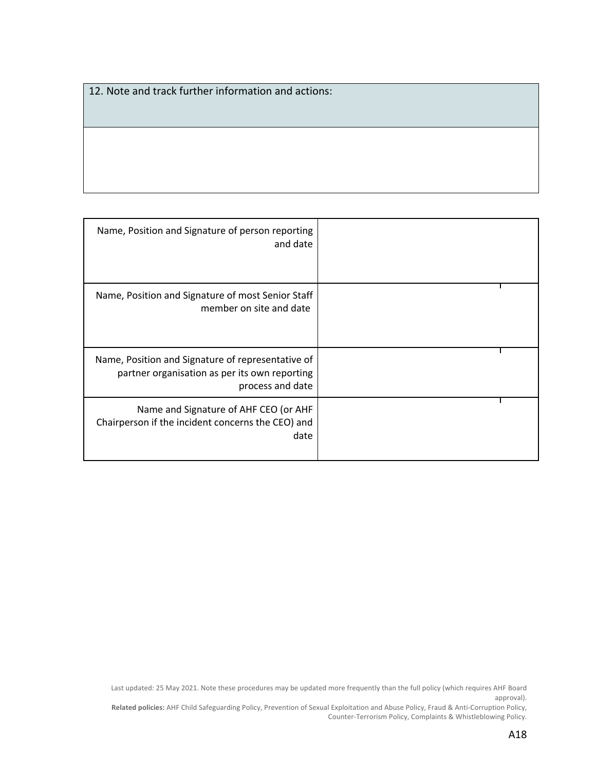| 12. Note and track further information and actions: |
| --- |
| |

| | |
| --- | --- |
| Name, Position and Signature of person reporting and date | |
| Name, Position and Signature of most Senior Staff member on site and date | |
| Name, Position and Signature of representative of partner organisation as per its own reporting process and date | |
| Name and Signature of AHF CEO (or AHF Chairperson if the incident concerns the CEO) and date | |

Last updated: 25 May 2021. Note these procedures may be updated more frequently than the full policy (which requires AHF Board approval).

**Related policies:** AHF Child Safeguarding Policy, Prevention of Sexual Exploitation and Abuse Policy, Fraud & Anti-Corruption Policy, Counter-Terrorism Policy, Complaints & Whistleblowing Policy.